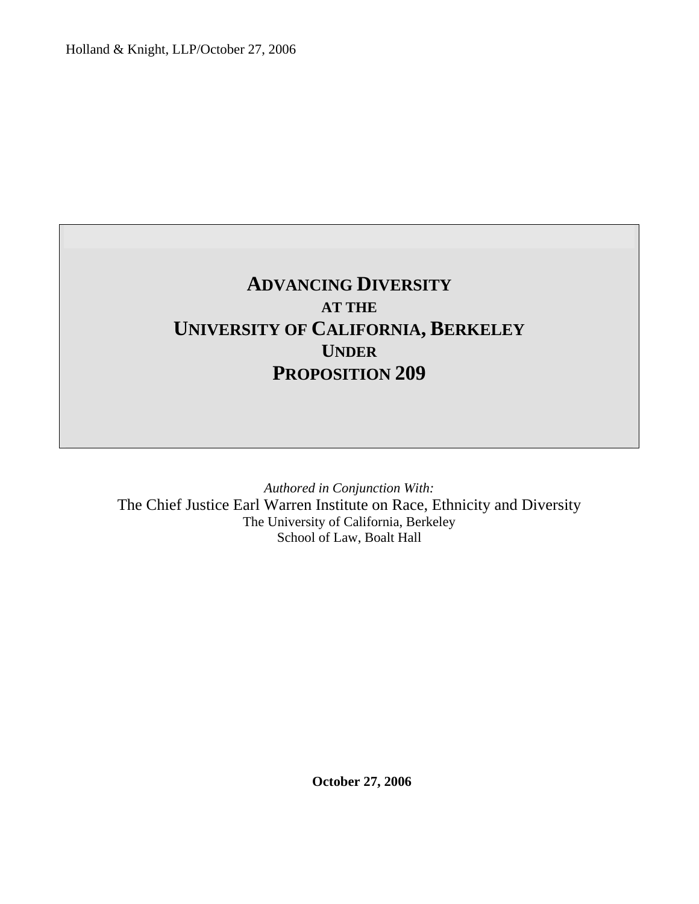Holland & Knight, LLP/October 27, 2006

# ADVANCING DIVERSITY AT THE UNIVERSITY OF CALIFORNIA, BERKELEY UNDER PROPOSITION 209

*Authored in Conjunction With:*

The Chief Justice Earl Warren Institute on Race, Ethnicity and Diversity
The University of California, Berkeley
School of Law, Boalt Hall

**October 27, 2006**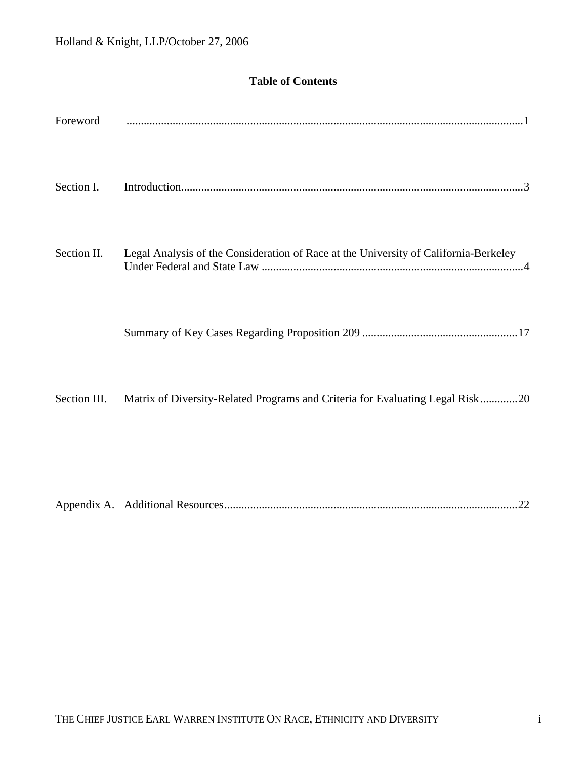## Table of Contents

| | | |
|---|---|---|
| Foreword | | 1 |
| Section I. | Introduction | 3 |
| Section II. | Legal Analysis of the Consideration of Race at the University of California-Berkeley Under Federal and State Law | 4 |
| | Summary of Key Cases Regarding Proposition 209 | 17 |
| Section III. | Matrix of Diversity-Related Programs and Criteria for Evaluating Legal Risk | 20 |
| Appendix A. | Additional Resources | 22 |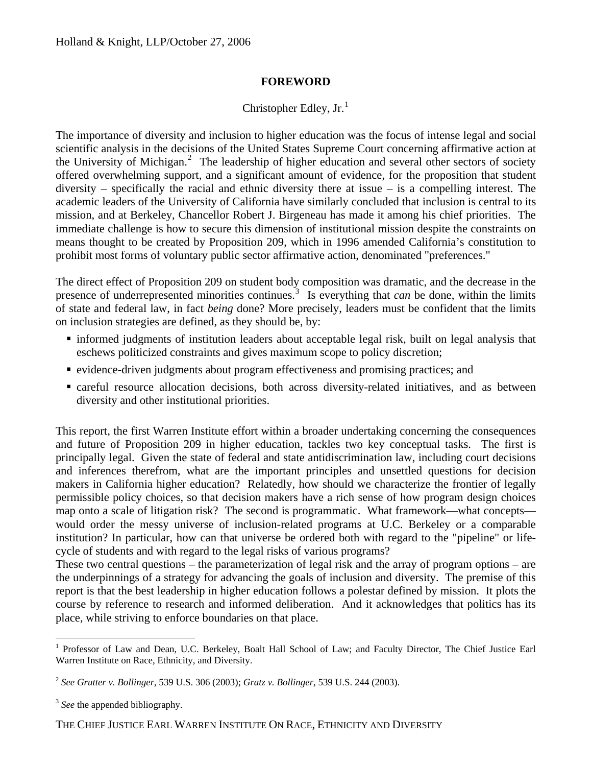## FOREWORD

Christopher Edley, Jr.[1]

The importance of diversity and inclusion to higher education was the focus of intense legal and social scientific analysis in the decisions of the United States Supreme Court concerning affirmative action at the University of Michigan.[2] The leadership of higher education and several other sectors of society offered overwhelming support, and a significant amount of evidence, for the proposition that student diversity – specifically the racial and ethnic diversity there at issue – is a compelling interest. The academic leaders of the University of California have similarly concluded that inclusion is central to its mission, and at Berkeley, Chancellor Robert J. Birgeneau has made it among his chief priorities. The immediate challenge is how to secure this dimension of institutional mission despite the constraints on means thought to be created by Proposition 209, which in 1996 amended California's constitution to prohibit most forms of voluntary public sector affirmative action, denominated "preferences."

The direct effect of Proposition 209 on student body composition was dramatic, and the decrease in the presence of underrepresented minorities continues.[3] Is everything that *can* be done, within the limits of state and federal law, in fact *being* done? More precisely, leaders must be confident that the limits on inclusion strategies are defined, as they should be, by:

- informed judgments of institution leaders about acceptable legal risk, built on legal analysis that eschews politicized constraints and gives maximum scope to policy discretion;
- evidence-driven judgments about program effectiveness and promising practices; and
- careful resource allocation decisions, both across diversity-related initiatives, and as between diversity and other institutional priorities.

This report, the first Warren Institute effort within a broader undertaking concerning the consequences and future of Proposition 209 in higher education, tackles two key conceptual tasks. The first is principally legal. Given the state of federal and state antidiscrimination law, including court decisions and inferences therefrom, what are the important principles and unsettled questions for decision makers in California higher education? Relatedly, how should we characterize the frontier of legally permissible policy choices, so that decision makers have a rich sense of how program design choices map onto a scale of litigation risk? The second is programmatic. What framework—what concepts—would order the messy universe of inclusion-related programs at U.C. Berkeley or a comparable institution? In particular, how can that universe be ordered both with regard to the "pipeline" or life-cycle of students and with regard to the legal risks of various programs?

These two central questions – the parameterization of legal risk and the array of program options – are the underpinnings of a strategy for advancing the goals of inclusion and diversity. The premise of this report is that the best leadership in higher education follows a polestar defined by mission. It plots the course by reference to research and informed deliberation. And it acknowledges that politics has its place, while striving to enforce boundaries on that place.

---

[1] Professor of Law and Dean, U.C. Berkeley, Boalt Hall School of Law; and Faculty Director, The Chief Justice Earl Warren Institute on Race, Ethnicity, and Diversity.

[2] *See Grutter v. Bollinger*, 539 U.S. 306 (2003); *Gratz v. Bollinger*, 539 U.S. 244 (2003).

[3] *See* the appended bibliography.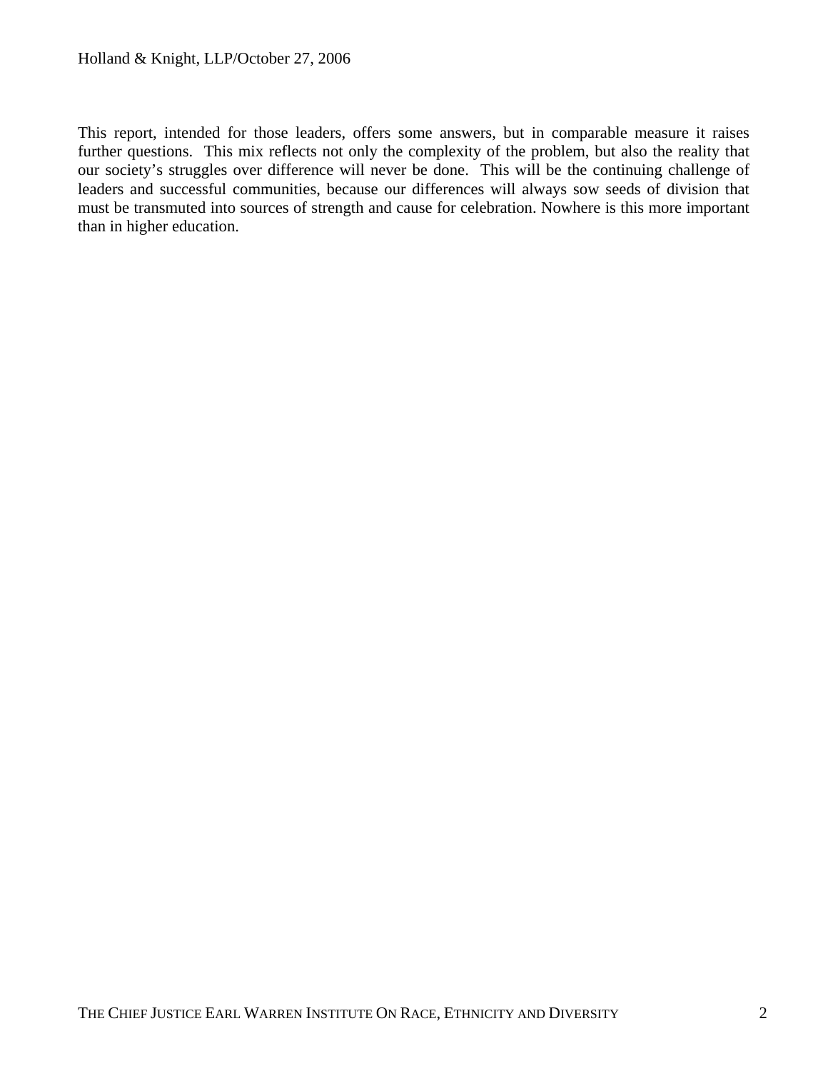This report, intended for those leaders, offers some answers, but in comparable measure it raises further questions. This mix reflects not only the complexity of the problem, but also the reality that our society's struggles over difference will never be done. This will be the continuing challenge of leaders and successful communities, because our differences will always sow seeds of division that must be transmuted into sources of strength and cause for celebration. Nowhere is this more important than in higher education.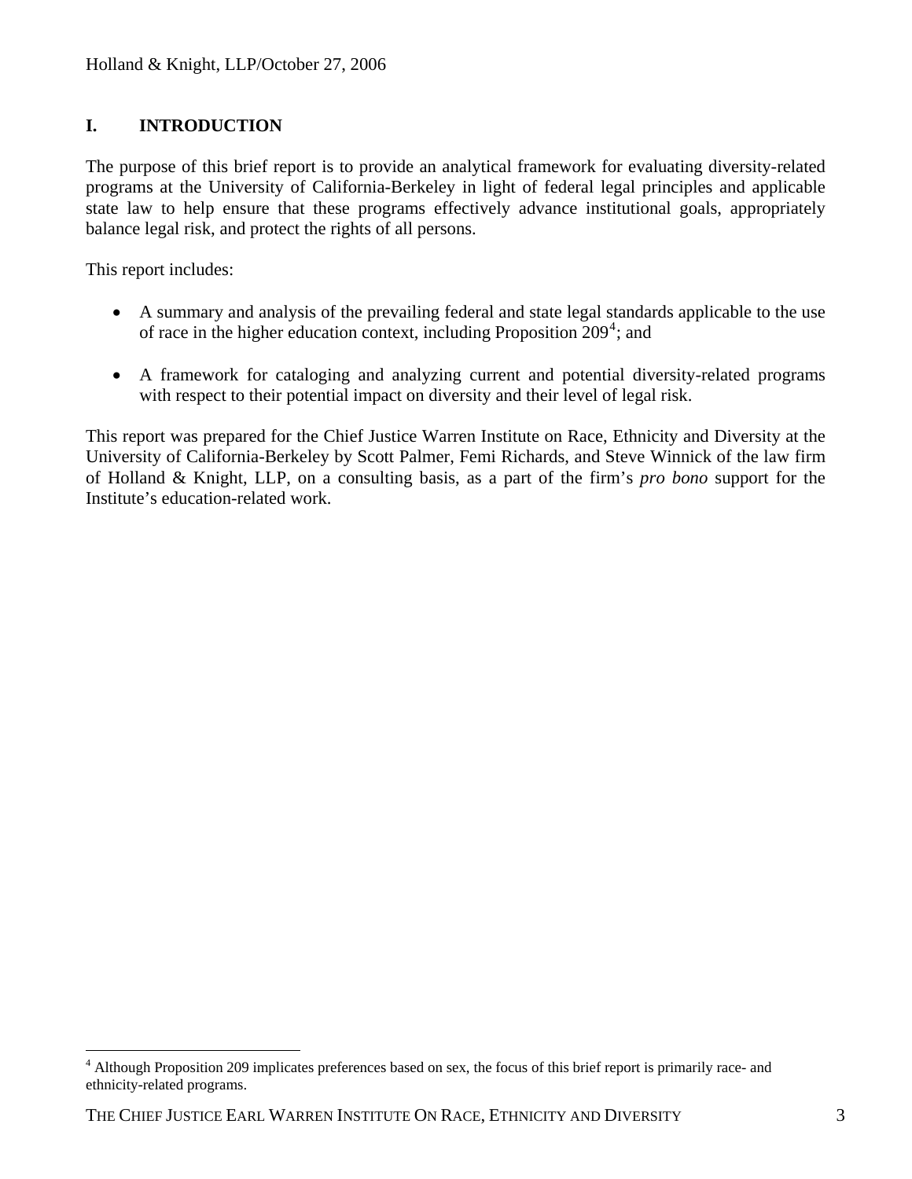## I. INTRODUCTION

The purpose of this brief report is to provide an analytical framework for evaluating diversity-related programs at the University of California-Berkeley in light of federal legal principles and applicable state law to help ensure that these programs effectively advance institutional goals, appropriately balance legal risk, and protect the rights of all persons.

This report includes:

- A summary and analysis of the prevailing federal and state legal standards applicable to the use of race in the higher education context, including Proposition 209[4]; and
- A framework for cataloging and analyzing current and potential diversity-related programs with respect to their potential impact on diversity and their level of legal risk.

This report was prepared for the Chief Justice Warren Institute on Race, Ethnicity and Diversity at the University of California-Berkeley by Scott Palmer, Femi Richards, and Steve Winnick of the law firm of Holland & Knight, LLP, on a consulting basis, as a part of the firm's *pro bono* support for the Institute's education-related work.

---

[4] Although Proposition 209 implicates preferences based on sex, the focus of this brief report is primarily race- and ethnicity-related programs.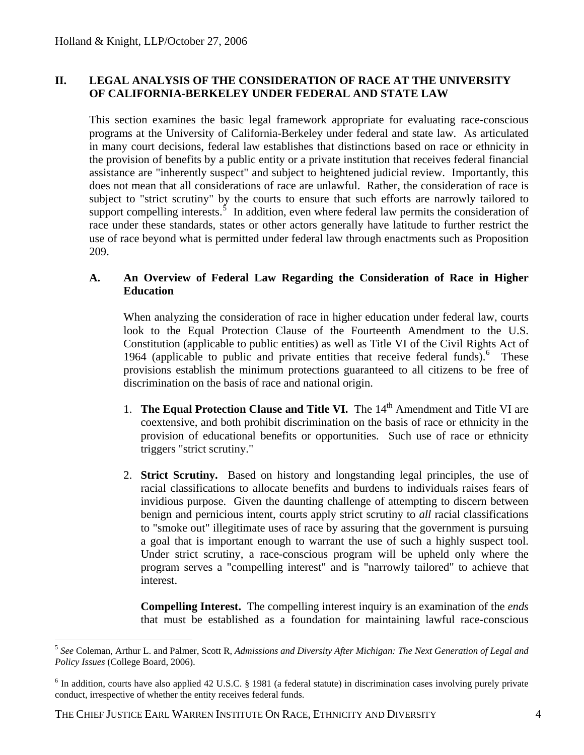## II. LEGAL ANALYSIS OF THE CONSIDERATION OF RACE AT THE UNIVERSITY OF CALIFORNIA-BERKELEY UNDER FEDERAL AND STATE LAW

This section examines the basic legal framework appropriate for evaluating race-conscious programs at the University of California-Berkeley under federal and state law. As articulated in many court decisions, federal law establishes that distinctions based on race or ethnicity in the provision of benefits by a public entity or a private institution that receives federal financial assistance are "inherently suspect" and subject to heightened judicial review. Importantly, this does not mean that all considerations of race are unlawful. Rather, the consideration of race is subject to "strict scrutiny" by the courts to ensure that such efforts are narrowly tailored to support compelling interests.[5] In addition, even where federal law permits the consideration of race under these standards, states or other actors generally have latitude to further restrict the use of race beyond what is permitted under federal law through enactments such as Proposition 209.

### A. An Overview of Federal Law Regarding the Consideration of Race in Higher Education

When analyzing the consideration of race in higher education under federal law, courts look to the Equal Protection Clause of the Fourteenth Amendment to the U.S. Constitution (applicable to public entities) as well as Title VI of the Civil Rights Act of 1964 (applicable to public and private entities that receive federal funds).[6] These provisions establish the minimum protections guaranteed to all citizens to be free of discrimination on the basis of race and national origin.

1. **The Equal Protection Clause and Title VI.** The 14th Amendment and Title VI are coextensive, and both prohibit discrimination on the basis of race or ethnicity in the provision of educational benefits or opportunities. Such use of race or ethnicity triggers "strict scrutiny."

2. **Strict Scrutiny.** Based on history and longstanding legal principles, the use of racial classifications to allocate benefits and burdens to individuals raises fears of invidious purpose. Given the daunting challenge of attempting to discern between benign and pernicious intent, courts apply strict scrutiny to *all* racial classifications to "smoke out" illegitimate uses of race by assuring that the government is pursuing a goal that is important enough to warrant the use of such a highly suspect tool. Under strict scrutiny, a race-conscious program will be upheld only where the program serves a "compelling interest" and is "narrowly tailored" to achieve that interest.

   **Compelling Interest.** The compelling interest inquiry is an examination of the *ends* that must be established as a foundation for maintaining lawful race-conscious

---

[5] *See* Coleman, Arthur L. and Palmer, Scott R, *Admissions and Diversity After Michigan: The Next Generation of Legal and Policy Issues* (College Board, 2006).

[6] In addition, courts have also applied 42 U.S.C. § 1981 (a federal statute) in discrimination cases involving purely private conduct, irrespective of whether the entity receives federal funds.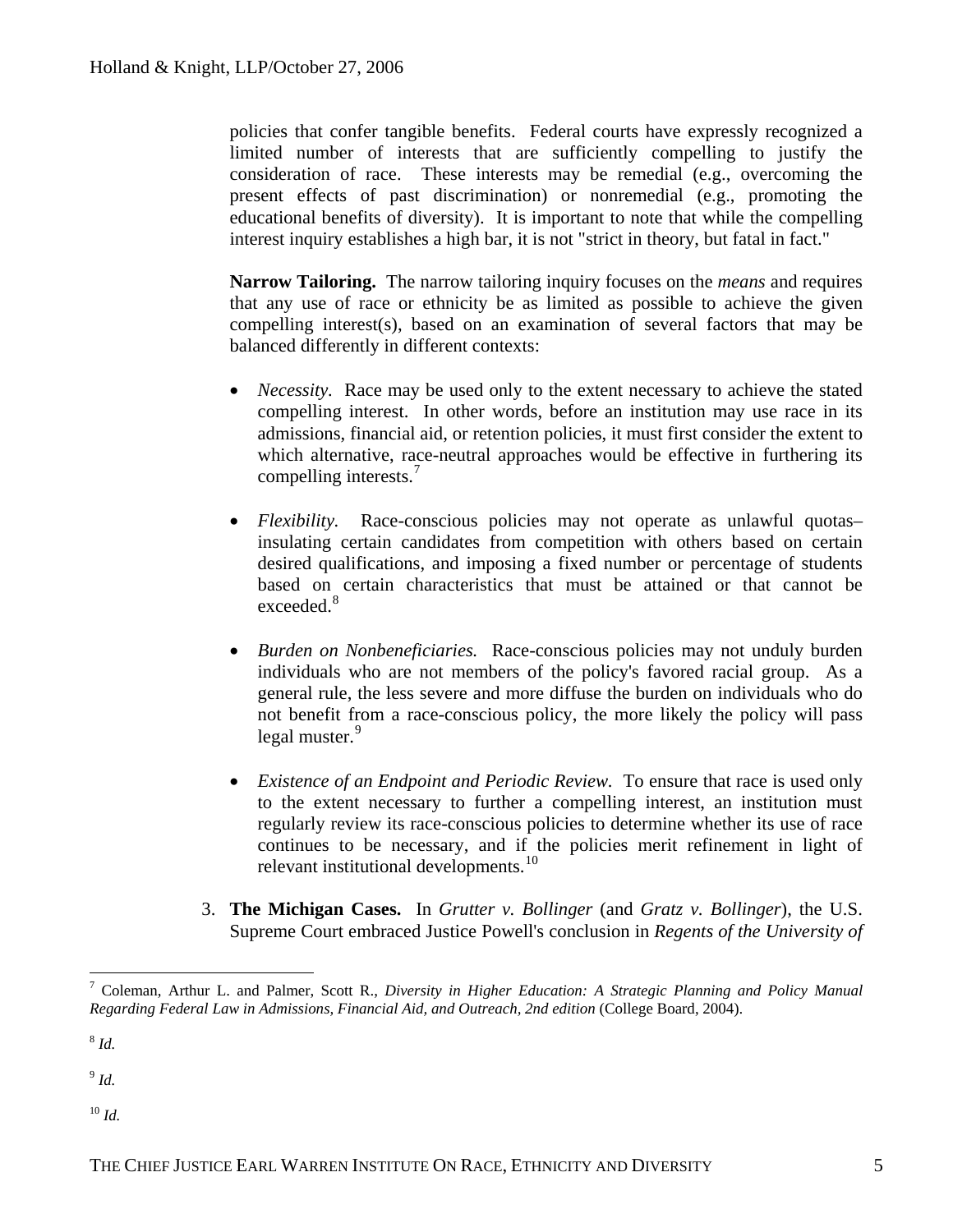policies that confer tangible benefits. Federal courts have expressly recognized a limited number of interests that are sufficiently compelling to justify the consideration of race. These interests may be remedial (e.g., overcoming the present effects of past discrimination) or nonremedial (e.g., promoting the educational benefits of diversity). It is important to note that while the compelling interest inquiry establishes a high bar, it is not "strict in theory, but fatal in fact."

**Narrow Tailoring.** The narrow tailoring inquiry focuses on the *means* and requires that any use of race or ethnicity be as limited as possible to achieve the given compelling interest(s), based on an examination of several factors that may be balanced differently in different contexts:

- *Necessity.* Race may be used only to the extent necessary to achieve the stated compelling interest. In other words, before an institution may use race in its admissions, financial aid, or retention policies, it must first consider the extent to which alternative, race-neutral approaches would be effective in furthering its compelling interests.[7]

- *Flexibility.* Race-conscious policies may not operate as unlawful quotas– insulating certain candidates from competition with others based on certain desired qualifications, and imposing a fixed number or percentage of students based on certain characteristics that must be attained or that cannot be exceeded.[8]

- *Burden on Nonbeneficiaries.* Race-conscious policies may not unduly burden individuals who are not members of the policy's favored racial group. As a general rule, the less severe and more diffuse the burden on individuals who do not benefit from a race-conscious policy, the more likely the policy will pass legal muster.[9]

- *Existence of an Endpoint and Periodic Review.* To ensure that race is used only to the extent necessary to further a compelling interest, an institution must regularly review its race-conscious policies to determine whether its use of race continues to be necessary, and if the policies merit refinement in light of relevant institutional developments.[10]

3. **The Michigan Cases.** In *Grutter v. Bollinger* (and *Gratz v. Bollinger*), the U.S. Supreme Court embraced Justice Powell's conclusion in *Regents of the University of*

---

[7] Coleman, Arthur L. and Palmer, Scott R., *Diversity in Higher Education: A Strategic Planning and Policy Manual Regarding Federal Law in Admissions, Financial Aid, and Outreach, 2nd edition* (College Board, 2004).

[8] *Id.*

[9] *Id.*

[10] *Id.*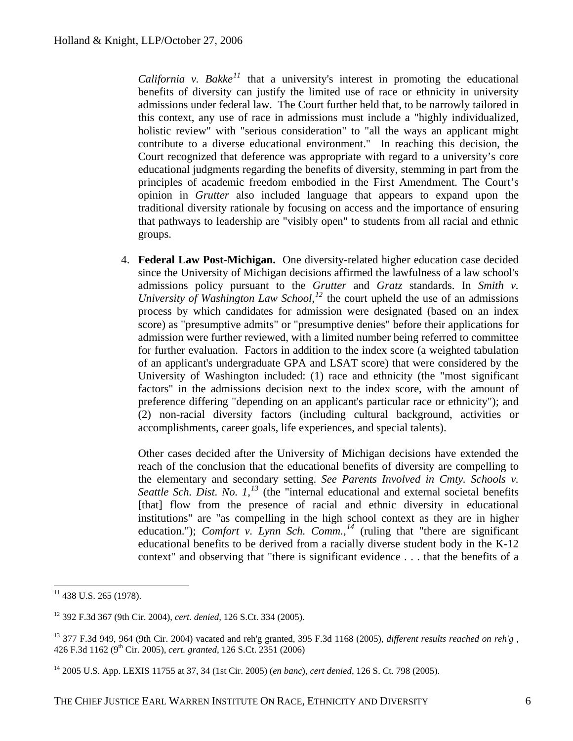*California v. Bakke*[11] that a university's interest in promoting the educational benefits of diversity can justify the limited use of race or ethnicity in university admissions under federal law. The Court further held that, to be narrowly tailored in this context, any use of race in admissions must include a "highly individualized, holistic review" with "serious consideration" to "all the ways an applicant might contribute to a diverse educational environment." In reaching this decision, the Court recognized that deference was appropriate with regard to a university's core educational judgments regarding the benefits of diversity, stemming in part from the principles of academic freedom embodied in the First Amendment. The Court's opinion in *Grutter* also included language that appears to expand upon the traditional diversity rationale by focusing on access and the importance of ensuring that pathways to leadership are "visibly open" to students from all racial and ethnic groups.

4. **Federal Law Post-Michigan.** One diversity-related higher education case decided since the University of Michigan decisions affirmed the lawfulness of a law school's admissions policy pursuant to the *Grutter* and *Gratz* standards. In *Smith v. University of Washington Law School,*[12] the court upheld the use of an admissions process by which candidates for admission were designated (based on an index score) as "presumptive admits" or "presumptive denies" before their applications for admission were further reviewed, with a limited number being referred to committee for further evaluation. Factors in addition to the index score (a weighted tabulation of an applicant's undergraduate GPA and LSAT score) that were considered by the University of Washington included: (1) race and ethnicity (the "most significant factors" in the admissions decision next to the index score, with the amount of preference differing "depending on an applicant's particular race or ethnicity"); and (2) non-racial diversity factors (including cultural background, activities or accomplishments, career goals, life experiences, and special talents).

   Other cases decided after the University of Michigan decisions have extended the reach of the conclusion that the educational benefits of diversity are compelling to the elementary and secondary setting. *See Parents Involved in Cmty. Schools v. Seattle Sch. Dist. No. 1,*[13] (the "internal educational and external societal benefits [that] flow from the presence of racial and ethnic diversity in educational institutions" are "as compelling in the high school context as they are in higher education."); *Comfort v. Lynn Sch. Comm.,*[14] (ruling that "there are significant educational benefits to be derived from a racially diverse student body in the K-12 context" and observing that "there is significant evidence . . . that the benefits of a

---

[11] 438 U.S. 265 (1978).

[12] 392 F.3d 367 (9th Cir. 2004), *cert. denied*, 126 S.Ct. 334 (2005).

[13] 377 F.3d 949, 964 (9th Cir. 2004) vacated and reh'g granted, 395 F.3d 1168 (2005), *different results reached on reh'g* , 426 F.3d 1162 (9th Cir. 2005), *cert. granted*, 126 S.Ct. 2351 (2006)

[14] 2005 U.S. App. LEXIS 11755 at 37, 34 (1st Cir. 2005) (*en banc*), *cert denied*, 126 S. Ct. 798 (2005).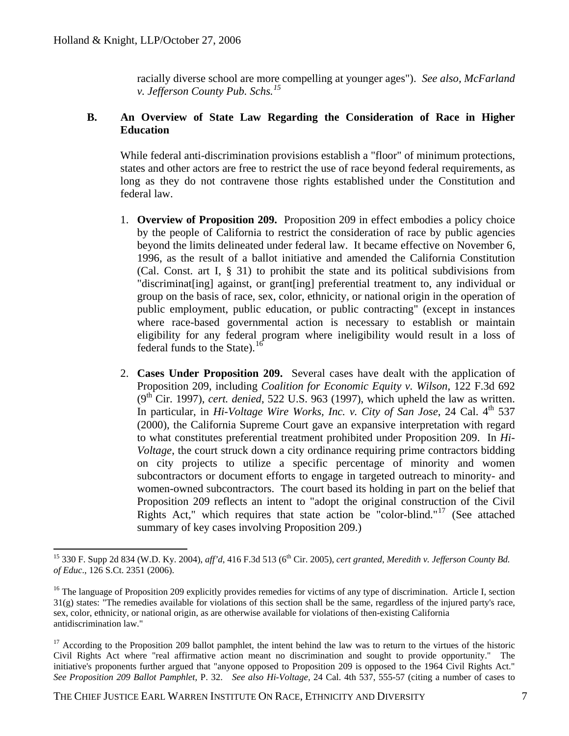racially diverse school are more compelling at younger ages"). *See also, McFarland v. Jefferson County Pub. Schs.*[15]

### B. An Overview of State Law Regarding the Consideration of Race in Higher Education

While federal anti-discrimination provisions establish a "floor" of minimum protections, states and other actors are free to restrict the use of race beyond federal requirements, as long as they do not contravene those rights established under the Constitution and federal law.

1. **Overview of Proposition 209.** Proposition 209 in effect embodies a policy choice by the people of California to restrict the consideration of race by public agencies beyond the limits delineated under federal law. It became effective on November 6, 1996, as the result of a ballot initiative and amended the California Constitution (Cal. Const. art I, § 31) to prohibit the state and its political subdivisions from "discriminat[ing] against, or grant[ing] preferential treatment to, any individual or group on the basis of race, sex, color, ethnicity, or national origin in the operation of public employment, public education, or public contracting" (except in instances where race-based governmental action is necessary to establish or maintain eligibility for any federal program where ineligibility would result in a loss of federal funds to the State).[16]

2. **Cases Under Proposition 209.** Several cases have dealt with the application of Proposition 209, including *Coalition for Economic Equity v. Wilson*, 122 F.3d 692 (9th Cir. 1997), *cert. denied*, 522 U.S. 963 (1997), which upheld the law as written. In particular, in *Hi-Voltage Wire Works, Inc. v. City of San Jose*, 24 Cal. 4th 537 (2000), the California Supreme Court gave an expansive interpretation with regard to what constitutes preferential treatment prohibited under Proposition 209. In *Hi-Voltage*, the court struck down a city ordinance requiring prime contractors bidding on city projects to utilize a specific percentage of minority and women subcontractors or document efforts to engage in targeted outreach to minority- and women-owned subcontractors. The court based its holding in part on the belief that Proposition 209 reflects an intent to "adopt the original construction of the Civil Rights Act," which requires that state action be "color-blind."[17] (See attached summary of key cases involving Proposition 209.)

---

[15] 330 F. Supp 2d 834 (W.D. Ky. 2004), *aff'd*, 416 F.3d 513 (6th Cir. 2005), *cert granted*, *Meredith v. Jefferson County Bd. of Educ*., 126 S.Ct. 2351 (2006).

[16] The language of Proposition 209 explicitly provides remedies for victims of any type of discrimination. Article I, section 31(g) states: "The remedies available for violations of this section shall be the same, regardless of the injured party's race, sex, color, ethnicity, or national origin, as are otherwise available for violations of then-existing California antidiscrimination law."

[17] According to the Proposition 209 ballot pamphlet, the intent behind the law was to return to the virtues of the historic Civil Rights Act where "real affirmative action meant no discrimination and sought to provide opportunity." The initiative's proponents further argued that "anyone opposed to Proposition 209 is opposed to the 1964 Civil Rights Act." *See Proposition 209 Ballot Pamphlet*, P. 32. *See also Hi-Voltage*, 24 Cal. 4th 537, 555-57 (citing a number of cases to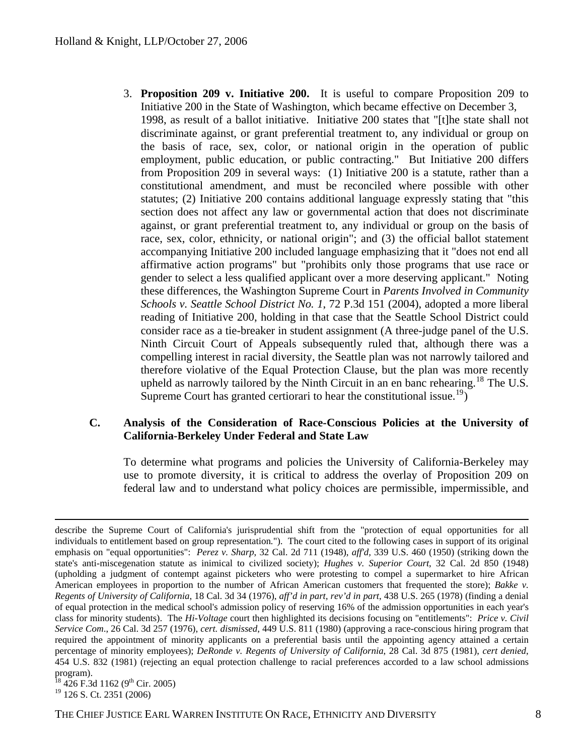3. **Proposition 209 v. Initiative 200.** It is useful to compare Proposition 209 to Initiative 200 in the State of Washington, which became effective on December 3, 1998, as result of a ballot initiative. Initiative 200 states that "[t]he state shall not discriminate against, or grant preferential treatment to, any individual or group on the basis of race, sex, color, or national origin in the operation of public employment, public education, or public contracting." But Initiative 200 differs from Proposition 209 in several ways: (1) Initiative 200 is a statute, rather than a constitutional amendment, and must be reconciled where possible with other statutes; (2) Initiative 200 contains additional language expressly stating that "this section does not affect any law or governmental action that does not discriminate against, or grant preferential treatment to, any individual or group on the basis of race, sex, color, ethnicity, or national origin"; and (3) the official ballot statement accompanying Initiative 200 included language emphasizing that it "does not end all affirmative action programs" but "prohibits only those programs that use race or gender to select a less qualified applicant over a more deserving applicant." Noting these differences, the Washington Supreme Court in *Parents Involved in Community Schools v. Seattle School District No. 1*, 72 P.3d 151 (2004), adopted a more liberal reading of Initiative 200, holding in that case that the Seattle School District could consider race as a tie-breaker in student assignment (A three-judge panel of the U.S. Ninth Circuit Court of Appeals subsequently ruled that, although there was a compelling interest in racial diversity, the Seattle plan was not narrowly tailored and therefore violative of the Equal Protection Clause, but the plan was more recently upheld as narrowly tailored by the Ninth Circuit in an en banc rehearing.[18] The U.S. Supreme Court has granted certiorari to hear the constitutional issue.[19])

## C. Analysis of the Consideration of Race-Conscious Policies at the University of California-Berkeley Under Federal and State Law

To determine what programs and policies the University of California-Berkeley may use to promote diversity, it is critical to address the overlay of Proposition 209 on federal law and to understand what policy choices are permissible, impermissible, and

---

describe the Supreme Court of California's jurisprudential shift from the "protection of equal opportunities for all individuals to entitlement based on group representation."). The court cited to the following cases in support of its original emphasis on "equal opportunities": *Perez v. Sharp*, 32 Cal. 2d 711 (1948), *aff'd*, 339 U.S. 460 (1950) (striking down the state's anti-miscegenation statute as inimical to civilized society); *Hughes v. Superior Court*, 32 Cal. 2d 850 (1948) (upholding a judgment of contempt against picketers who were protesting to compel a supermarket to hire African American employees in proportion to the number of African American customers that frequented the store); *Bakke v. Regents of University of California*, 18 Cal. 3d 34 (1976), *aff'd in part, rev'd in part*, 438 U.S. 265 (1978) (finding a denial of equal protection in the medical school's admission policy of reserving 16% of the admission opportunities in each year's class for minority students). The *Hi-Voltage* court then highlighted its decisions focusing on "entitlements": *Price v. Civil Service Com*., 26 Cal. 3d 257 (1976), *cert. dismissed*, 449 U.S. 811 (1980) (approving a race-conscious hiring program that required the appointment of minority applicants on a preferential basis until the appointing agency attained a certain percentage of minority employees); *DeRonde v. Regents of University of California*, 28 Cal. 3d 875 (1981), *cert denied*, 454 U.S. 832 (1981) (rejecting an equal protection challenge to racial preferences accorded to a law school admissions program).

[18] 426 F.3d 1162 (9th Cir. 2005)

[19] 126 S. Ct. 2351 (2006)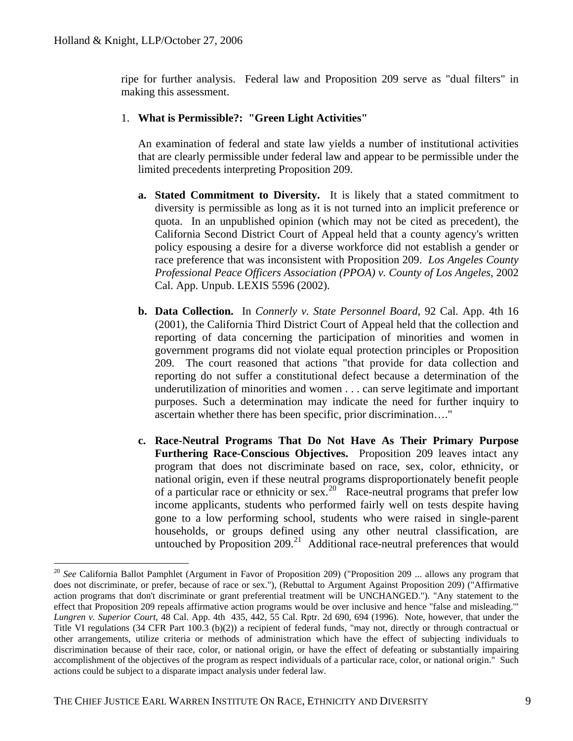ripe for further analysis. Federal law and Proposition 209 serve as "dual filters" in making this assessment.

1. **What is Permissible?: "Green Light Activities"**

An examination of federal and state law yields a number of institutional activities that are clearly permissible under federal law and appear to be permissible under the limited precedents interpreting Proposition 209.

**a. Stated Commitment to Diversity.** It is likely that a stated commitment to diversity is permissible as long as it is not turned into an implicit preference or quota. In an unpublished opinion (which may not be cited as precedent), the California Second District Court of Appeal held that a county agency's written policy espousing a desire for a diverse workforce did not establish a gender or race preference that was inconsistent with Proposition 209. *Los Angeles County Professional Peace Officers Association (PPOA) v. County of Los Angeles*, 2002 Cal. App. Unpub. LEXIS 5596 (2002).

**b. Data Collection.** In *Connerly v. State Personnel Board*, 92 Cal. App. 4th 16 (2001), the California Third District Court of Appeal held that the collection and reporting of data concerning the participation of minorities and women in government programs did not violate equal protection principles or Proposition 209. The court reasoned that actions "that provide for data collection and reporting do not suffer a constitutional defect because a determination of the underutilization of minorities and women . . . can serve legitimate and important purposes. Such a determination may indicate the need for further inquiry to ascertain whether there has been specific, prior discrimination…."

**c. Race-Neutral Programs That Do Not Have As Their Primary Purpose Furthering Race-Conscious Objectives.** Proposition 209 leaves intact any program that does not discriminate based on race, sex, color, ethnicity, or national origin, even if these neutral programs disproportionately benefit people of a particular race or ethnicity or sex.[20] Race-neutral programs that prefer low income applicants, students who performed fairly well on tests despite having gone to a low performing school, students who were raised in single-parent households, or groups defined using any other neutral classification, are untouched by Proposition 209.[21] Additional race-neutral preferences that would

---

[20] *See* California Ballot Pamphlet (Argument in Favor of Proposition 209) ("Proposition 209 ... allows any program that does not discriminate, or prefer, because of race or sex."), (Rebuttal to Argument Against Proposition 209) ("Affirmative action programs that don't discriminate or grant preferential treatment will be UNCHANGED."). "Any statement to the effect that Proposition 209 repeals affirmative action programs would be over inclusive and hence "false and misleading.'" *Lungren v. Superior Court*, 48 Cal. App. 4th 435, 442, 55 Cal. Rptr. 2d 690, 694 (1996). Note, however, that under the Title VI regulations (34 CFR Part 100.3 (b)(2)) a recipient of federal funds, "may not, directly or through contractual or other arrangements, utilize criteria or methods of administration which have the effect of subjecting individuals to discrimination because of their race, color, or national origin, or have the effect of defeating or substantially impairing accomplishment of the objectives of the program as respect individuals of a particular race, color, or national origin." Such actions could be subject to a disparate impact analysis under federal law.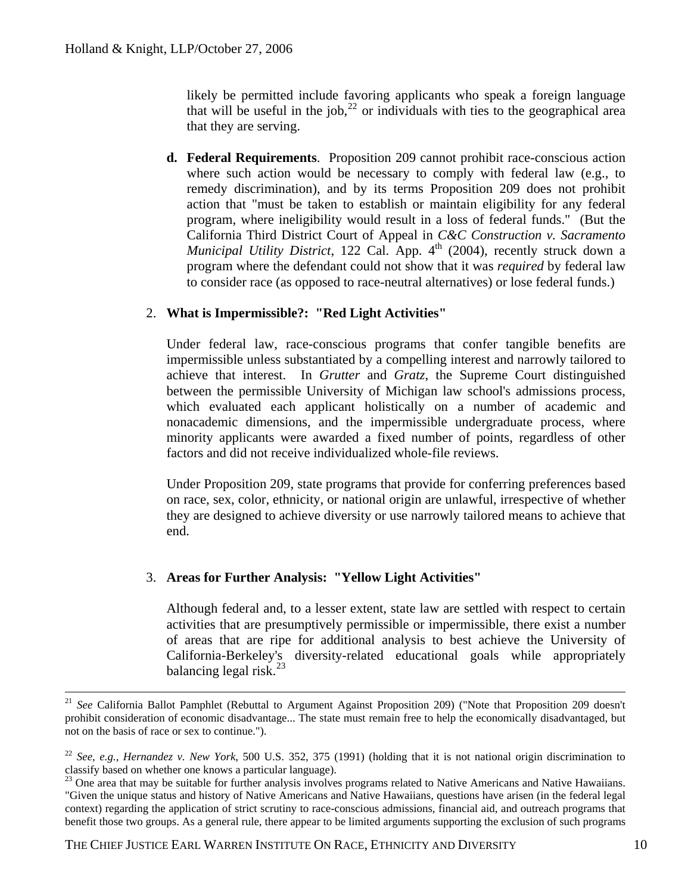likely be permitted include favoring applicants who speak a foreign language that will be useful in the job,[22] or individuals with ties to the geographical area that they are serving.

**d. Federal Requirements**. Proposition 209 cannot prohibit race-conscious action where such action would be necessary to comply with federal law (e.g., to remedy discrimination), and by its terms Proposition 209 does not prohibit action that "must be taken to establish or maintain eligibility for any federal program, where ineligibility would result in a loss of federal funds." (But the California Third District Court of Appeal in *C&C Construction v. Sacramento Municipal Utility District*, 122 Cal. App. 4th (2004), recently struck down a program where the defendant could not show that it was *required* by federal law to consider race (as opposed to race-neutral alternatives) or lose federal funds.)

2. **What is Impermissible?: "Red Light Activities"**

Under federal law, race-conscious programs that confer tangible benefits are impermissible unless substantiated by a compelling interest and narrowly tailored to achieve that interest. In *Grutter* and *Gratz*, the Supreme Court distinguished between the permissible University of Michigan law school's admissions process, which evaluated each applicant holistically on a number of academic and nonacademic dimensions, and the impermissible undergraduate process, where minority applicants were awarded a fixed number of points, regardless of other factors and did not receive individualized whole-file reviews.

Under Proposition 209, state programs that provide for conferring preferences based on race, sex, color, ethnicity, or national origin are unlawful, irrespective of whether they are designed to achieve diversity or use narrowly tailored means to achieve that end.

3. **Areas for Further Analysis: "Yellow Light Activities"**

Although federal and, to a lesser extent, state law are settled with respect to certain activities that are presumptively permissible or impermissible, there exist a number of areas that are ripe for additional analysis to best achieve the University of California-Berkeley's diversity-related educational goals while appropriately balancing legal risk.[23]

---

[21] *See* California Ballot Pamphlet (Rebuttal to Argument Against Proposition 209) ("Note that Proposition 209 doesn't prohibit consideration of economic disadvantage... The state must remain free to help the economically disadvantaged, but not on the basis of race or sex to continue.").

[22] *See, e.g., Hernandez v. New York*, 500 U.S. 352, 375 (1991) (holding that it is not national origin discrimination to classify based on whether one knows a particular language).

[23] One area that may be suitable for further analysis involves programs related to Native Americans and Native Hawaiians. "Given the unique status and history of Native Americans and Native Hawaiians, questions have arisen (in the federal legal context) regarding the application of strict scrutiny to race-conscious admissions, financial aid, and outreach programs that benefit those two groups. As a general rule, there appear to be limited arguments supporting the exclusion of such programs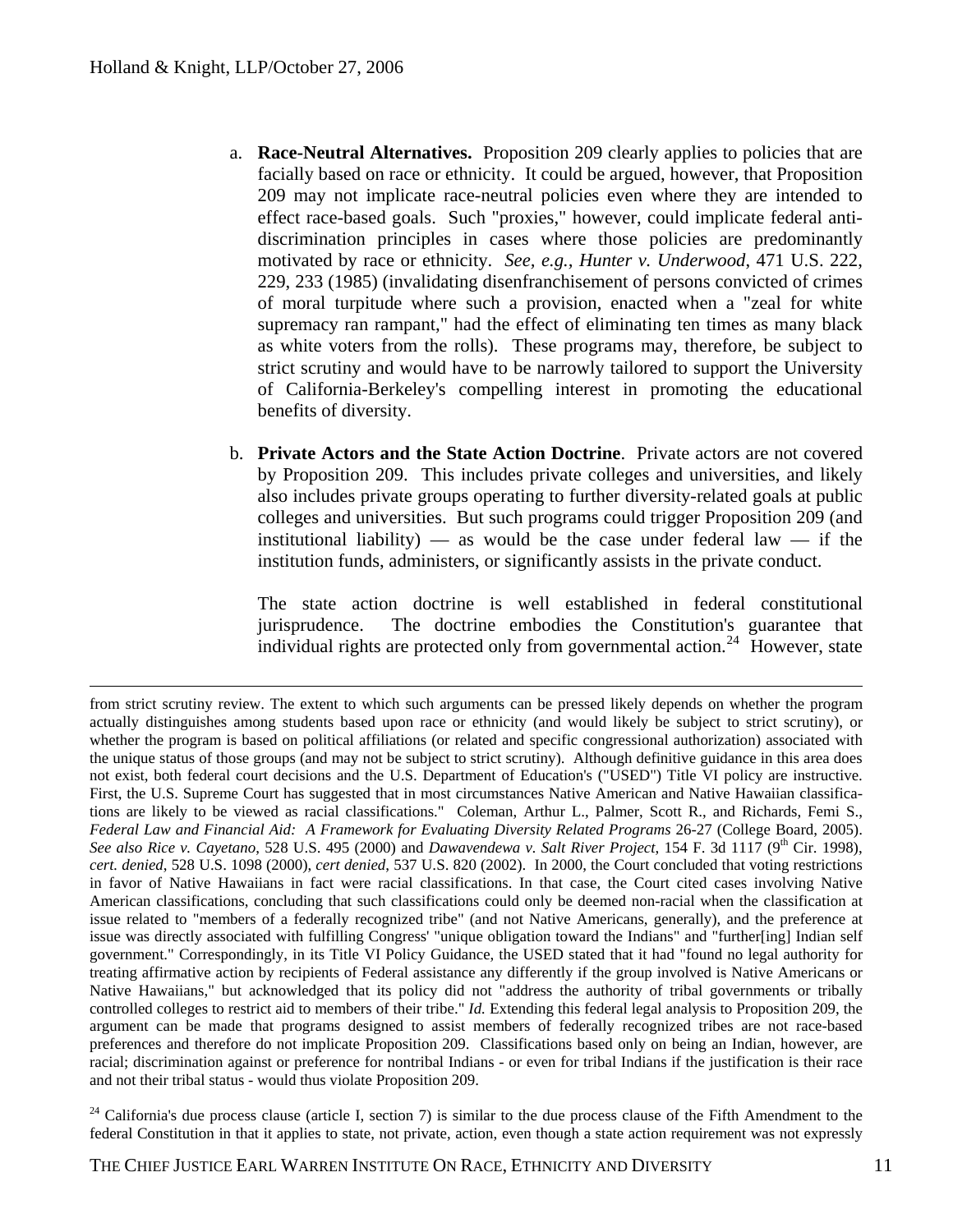a. **Race-Neutral Alternatives.** Proposition 209 clearly applies to policies that are facially based on race or ethnicity. It could be argued, however, that Proposition 209 may not implicate race-neutral policies even where they are intended to effect race-based goals. Such "proxies," however, could implicate federal anti-discrimination principles in cases where those policies are predominantly motivated by race or ethnicity. *See, e.g., Hunter v. Underwood*, 471 U.S. 222, 229, 233 (1985) (invalidating disenfranchisement of persons convicted of crimes of moral turpitude where such a provision, enacted when a "zeal for white supremacy ran rampant," had the effect of eliminating ten times as many black as white voters from the rolls). These programs may, therefore, be subject to strict scrutiny and would have to be narrowly tailored to support the University of California-Berkeley's compelling interest in promoting the educational benefits of diversity.

b. **Private Actors and the State Action Doctrine**. Private actors are not covered by Proposition 209. This includes private colleges and universities, and likely also includes private groups operating to further diversity-related goals at public colleges and universities. But such programs could trigger Proposition 209 (and institutional liability) — as would be the case under federal law — if the institution funds, administers, or significantly assists in the private conduct.

   The state action doctrine is well established in federal constitutional jurisprudence. The doctrine embodies the Constitution's guarantee that individual rights are protected only from governmental action.[24] However, state

---

from strict scrutiny review. The extent to which such arguments can be pressed likely depends on whether the program actually distinguishes among students based upon race or ethnicity (and would likely be subject to strict scrutiny), or whether the program is based on political affiliations (or related and specific congressional authorization) associated with the unique status of those groups (and may not be subject to strict scrutiny). Although definitive guidance in this area does not exist, both federal court decisions and the U.S. Department of Education's ("USED") Title VI policy are instructive. First, the U.S. Supreme Court has suggested that in most circumstances Native American and Native Hawaiian classifications are likely to be viewed as racial classifications." Coleman, Arthur L., Palmer, Scott R., and Richards, Femi S., *Federal Law and Financial Aid: A Framework for Evaluating Diversity Related Programs* 26-27 (College Board, 2005). *See also Rice v. Cayetano*, 528 U.S. 495 (2000) and *Dawavendewa v. Salt River Project*, 154 F. 3d 1117 (9th Cir. 1998), *cert. denied*, 528 U.S. 1098 (2000), *cert denied*, 537 U.S. 820 (2002). In 2000, the Court concluded that voting restrictions in favor of Native Hawaiians in fact were racial classifications. In that case, the Court cited cases involving Native American classifications, concluding that such classifications could only be deemed non-racial when the classification at issue related to "members of a federally recognized tribe" (and not Native Americans, generally), and the preference at issue was directly associated with fulfilling Congress' "unique obligation toward the Indians" and "further[ing] Indian self government." Correspondingly, in its Title VI Policy Guidance, the USED stated that it had "found no legal authority for treating affirmative action by recipients of Federal assistance any differently if the group involved is Native Americans or Native Hawaiians," but acknowledged that its policy did not "address the authority of tribal governments or tribally controlled colleges to restrict aid to members of their tribe." *Id.* Extending this federal legal analysis to Proposition 209, the argument can be made that programs designed to assist members of federally recognized tribes are not race-based preferences and therefore do not implicate Proposition 209. Classifications based only on being an Indian, however, are racial; discrimination against or preference for nontribal Indians - or even for tribal Indians if the justification is their race and not their tribal status - would thus violate Proposition 209.

[24] California's due process clause (article I, section 7) is similar to the due process clause of the Fifth Amendment to the federal Constitution in that it applies to state, not private, action, even though a state action requirement was not expressly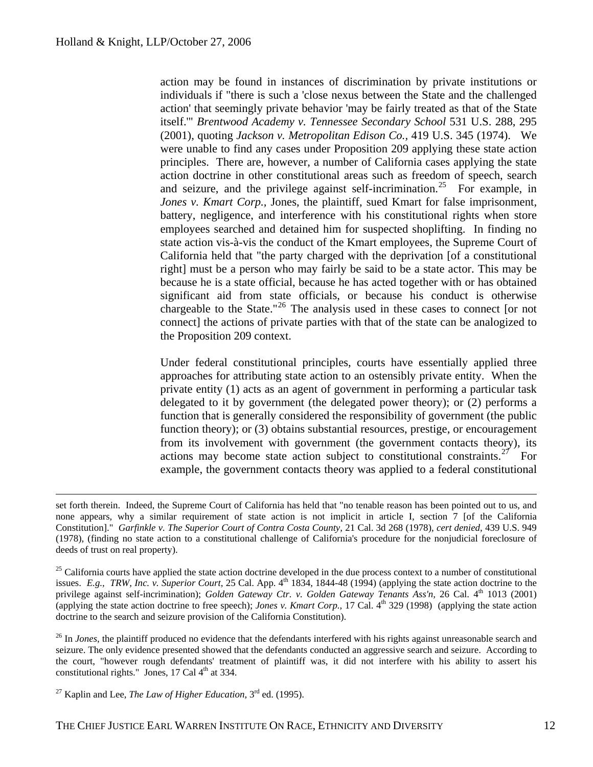action may be found in instances of discrimination by private institutions or individuals if "there is such a 'close nexus between the State and the challenged action' that seemingly private behavior 'may be fairly treated as that of the State itself.'" *Brentwood Academy v. Tennessee Secondary School* 531 U.S. 288, 295 (2001), quoting *Jackson v. Metropolitan Edison Co.*, 419 U.S. 345 (1974). We were unable to find any cases under Proposition 209 applying these state action principles. There are, however, a number of California cases applying the state action doctrine in other constitutional areas such as freedom of speech, search and seizure, and the privilege against self-incrimination.[25] For example, in *Jones v. Kmart Corp.*, Jones, the plaintiff, sued Kmart for false imprisonment, battery, negligence, and interference with his constitutional rights when store employees searched and detained him for suspected shoplifting. In finding no state action vis-à-vis the conduct of the Kmart employees, the Supreme Court of California held that "the party charged with the deprivation [of a constitutional right] must be a person who may fairly be said to be a state actor. This may be because he is a state official, because he has acted together with or has obtained significant aid from state officials, or because his conduct is otherwise chargeable to the State."[26] The analysis used in these cases to connect [or not connect] the actions of private parties with that of the state can be analogized to the Proposition 209 context.

Under federal constitutional principles, courts have essentially applied three approaches for attributing state action to an ostensibly private entity. When the private entity (1) acts as an agent of government in performing a particular task delegated to it by government (the delegated power theory); or (2) performs a function that is generally considered the responsibility of government (the public function theory); or (3) obtains substantial resources, prestige, or encouragement from its involvement with government (the government contacts theory), its actions may become state action subject to constitutional constraints.[27] For example, the government contacts theory was applied to a federal constitutional

---

set forth therein. Indeed, the Supreme Court of California has held that "no tenable reason has been pointed out to us, and none appears, why a similar requirement of state action is not implicit in article I, section 7 [of the California Constitution]." *Garfinkle v. The Superior Court of Contra Costa County*, 21 Cal. 3d 268 (1978), *cert denied*, 439 U.S. 949 (1978), (finding no state action to a constitutional challenge of California's procedure for the nonjudicial foreclosure of deeds of trust on real property).

[25] California courts have applied the state action doctrine developed in the due process context to a number of constitutional issues. *E.g., TRW, Inc. v. Superior Court*, 25 Cal. App. 4th 1834, 1844-48 (1994) (applying the state action doctrine to the privilege against self-incrimination); *Golden Gateway Ctr. v. Golden Gateway Tenants Ass'n*, 26 Cal. 4th 1013 (2001) (applying the state action doctrine to free speech); *Jones v. Kmart Corp.*, 17 Cal. 4th 329 (1998) (applying the state action doctrine to the search and seizure provision of the California Constitution).

[26] In *Jones*, the plaintiff produced no evidence that the defendants interfered with his rights against unreasonable search and seizure. The only evidence presented showed that the defendants conducted an aggressive search and seizure. According to the court, "however rough defendants' treatment of plaintiff was, it did not interfere with his ability to assert his constitutional rights." Jones, 17 Cal 4th at 334.

[27] Kaplin and Lee, *The Law of Higher Education*, 3rd ed. (1995).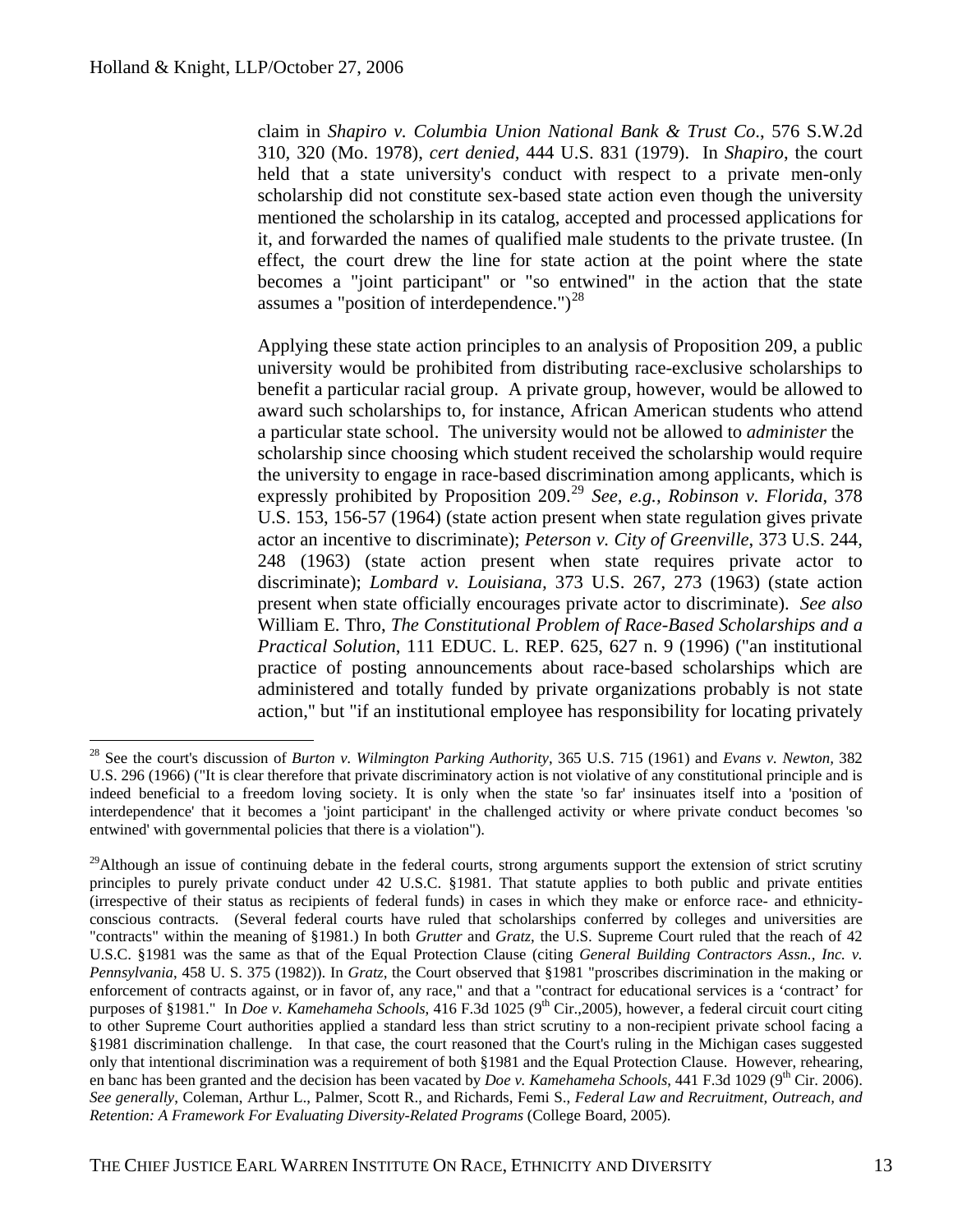claim in *Shapiro v. Columbia Union National Bank & Trust Co*., 576 S.W.2d 310, 320 (Mo. 1978), *cert denied*, 444 U.S. 831 (1979). In *Shapiro*, the court held that a state university's conduct with respect to a private men-only scholarship did not constitute sex-based state action even though the university mentioned the scholarship in its catalog, accepted and processed applications for it, and forwarded the names of qualified male students to the private trustee. (In effect, the court drew the line for state action at the point where the state becomes a "joint participant" or "so entwined" in the action that the state assumes a "position of interdependence.")[28]

Applying these state action principles to an analysis of Proposition 209, a public university would be prohibited from distributing race-exclusive scholarships to benefit a particular racial group. A private group, however, would be allowed to award such scholarships to, for instance, African American students who attend a particular state school. The university would not be allowed to *administer* the scholarship since choosing which student received the scholarship would require the university to engage in race-based discrimination among applicants, which is expressly prohibited by Proposition 209.[29] *See, e.g., Robinson v. Florida*, 378 U.S. 153, 156-57 (1964) (state action present when state regulation gives private actor an incentive to discriminate); *Peterson v. City of Greenville*, 373 U.S. 244, 248 (1963) (state action present when state requires private actor to discriminate); *Lombard v. Louisiana*, 373 U.S. 267, 273 (1963) (state action present when state officially encourages private actor to discriminate). *See also* William E. Thro, *The Constitutional Problem of Race-Based Scholarships and a Practical Solution*, 111 EDUC. L. REP. 625, 627 n. 9 (1996) ("an institutional practice of posting announcements about race-based scholarships which are administered and totally funded by private organizations probably is not state action," but "if an institutional employee has responsibility for locating privately

---

[28] See the court's discussion of *Burton v. Wilmington Parking Authority*, 365 U.S. 715 (1961) and *Evans v. Newton*, 382 U.S. 296 (1966) ("It is clear therefore that private discriminatory action is not violative of any constitutional principle and is indeed beneficial to a freedom loving society. It is only when the state 'so far' insinuates itself into a 'position of interdependence' that it becomes a 'joint participant' in the challenged activity or where private conduct becomes 'so entwined' with governmental policies that there is a violation").

[29] Although an issue of continuing debate in the federal courts, strong arguments support the extension of strict scrutiny principles to purely private conduct under 42 U.S.C. §1981. That statute applies to both public and private entities (irrespective of their status as recipients of federal funds) in cases in which they make or enforce race- and ethnicity-conscious contracts. (Several federal courts have ruled that scholarships conferred by colleges and universities are "contracts" within the meaning of §1981.) In both *Grutter* and *Gratz*, the U.S. Supreme Court ruled that the reach of 42 U.S.C. §1981 was the same as that of the Equal Protection Clause (citing *General Building Contractors Assn., Inc. v. Pennsylvania*, 458 U. S. 375 (1982)). In *Gratz*, the Court observed that §1981 "proscribes discrimination in the making or enforcement of contracts against, or in favor of, any race," and that a "contract for educational services is a 'contract' for purposes of §1981." In *Doe v. Kamehameha Schools*, 416 F.3d 1025 (9th Cir.,2005), however, a federal circuit court citing to other Supreme Court authorities applied a standard less than strict scrutiny to a non-recipient private school facing a §1981 discrimination challenge. In that case, the court reasoned that the Court's ruling in the Michigan cases suggested only that intentional discrimination was a requirement of both §1981 and the Equal Protection Clause. However, rehearing, en banc has been granted and the decision has been vacated by *Doe v. Kamehameha Schools*, 441 F.3d 1029 (9th Cir. 2006). *See generally*, Coleman, Arthur L., Palmer, Scott R., and Richards, Femi S., *Federal Law and Recruitment, Outreach, and Retention: A Framework For Evaluating Diversity-Related Programs* (College Board, 2005).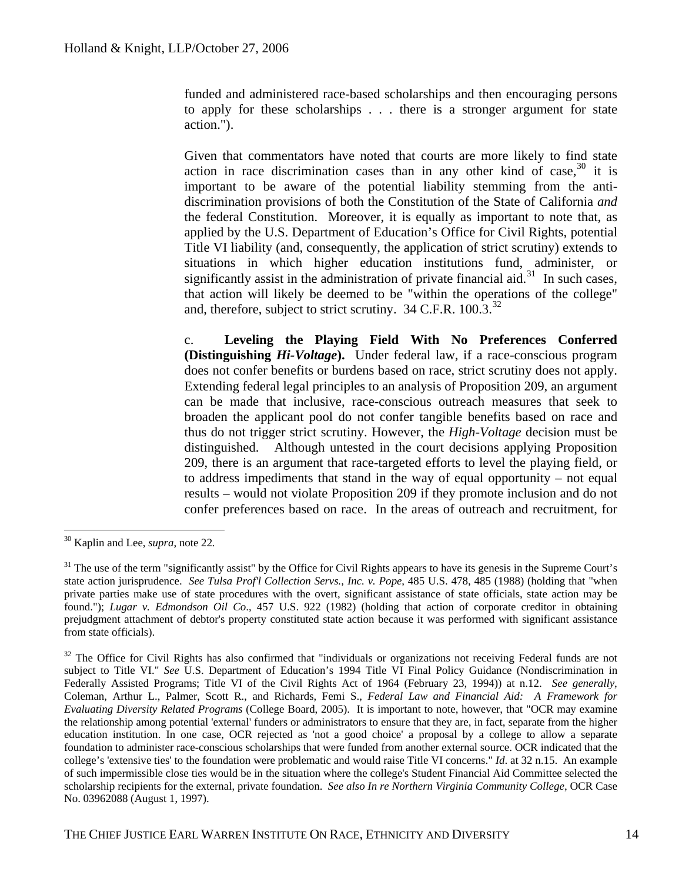funded and administered race-based scholarships and then encouraging persons to apply for these scholarships . . . there is a stronger argument for state action.").

Given that commentators have noted that courts are more likely to find state action in race discrimination cases than in any other kind of case,[30] it is important to be aware of the potential liability stemming from the anti-discrimination provisions of both the Constitution of the State of California *and* the federal Constitution. Moreover, it is equally as important to note that, as applied by the U.S. Department of Education's Office for Civil Rights, potential Title VI liability (and, consequently, the application of strict scrutiny) extends to situations in which higher education institutions fund, administer, or significantly assist in the administration of private financial aid.[31] In such cases, that action will likely be deemed to be "within the operations of the college" and, therefore, subject to strict scrutiny. 34 C.F.R. 100.3.[32]

c. **Leveling the Playing Field With No Preferences Conferred (Distinguishing *Hi-Voltage*).** Under federal law, if a race-conscious program does not confer benefits or burdens based on race, strict scrutiny does not apply. Extending federal legal principles to an analysis of Proposition 209, an argument can be made that inclusive, race-conscious outreach measures that seek to broaden the applicant pool do not confer tangible benefits based on race and thus do not trigger strict scrutiny. However, the *High-Voltage* decision must be distinguished. Although untested in the court decisions applying Proposition 209, there is an argument that race-targeted efforts to level the playing field, or to address impediments that stand in the way of equal opportunity – not equal results – would not violate Proposition 209 if they promote inclusion and do not confer preferences based on race. In the areas of outreach and recruitment, for

---

[30] Kaplin and Lee, *supra*, note 22*.*

[31] The use of the term "significantly assist" by the Office for Civil Rights appears to have its genesis in the Supreme Court's state action jurisprudence. *See Tulsa Prof'l Collection Servs., Inc. v. Pope*, 485 U.S. 478, 485 (1988) (holding that "when private parties make use of state procedures with the overt, significant assistance of state officials, state action may be found."); *Lugar v. Edmondson Oil Co*., 457 U.S. 922 (1982) (holding that action of corporate creditor in obtaining prejudgment attachment of debtor's property constituted state action because it was performed with significant assistance from state officials).

[32] The Office for Civil Rights has also confirmed that "individuals or organizations not receiving Federal funds are not subject to Title VI." *See* U.S. Department of Education's 1994 Title VI Final Policy Guidance (Nondiscrimination in Federally Assisted Programs; Title VI of the Civil Rights Act of 1964 (February 23, 1994)) at n.12. *See generally*, Coleman, Arthur L., Palmer, Scott R., and Richards, Femi S., *Federal Law and Financial Aid: A Framework for Evaluating Diversity Related Programs* (College Board, 2005). It is important to note, however, that "OCR may examine the relationship among potential 'external' funders or administrators to ensure that they are, in fact, separate from the higher education institution. In one case, OCR rejected as 'not a good choice' a proposal by a college to allow a separate foundation to administer race-conscious scholarships that were funded from another external source. OCR indicated that the college's 'extensive ties' to the foundation were problematic and would raise Title VI concerns." *Id*. at 32 n.15. An example of such impermissible close ties would be in the situation where the college's Student Financial Aid Committee selected the scholarship recipients for the external, private foundation. *See also In re Northern Virginia Community College*, OCR Case No. 03962088 (August 1, 1997).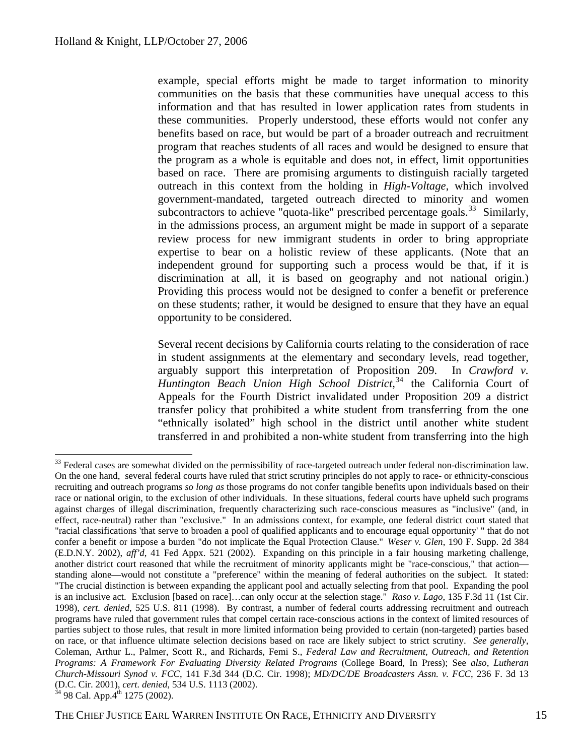example, special efforts might be made to target information to minority communities on the basis that these communities have unequal access to this information and that has resulted in lower application rates from students in these communities. Properly understood, these efforts would not confer any benefits based on race, but would be part of a broader outreach and recruitment program that reaches students of all races and would be designed to ensure that the program as a whole is equitable and does not, in effect, limit opportunities based on race. There are promising arguments to distinguish racially targeted outreach in this context from the holding in *High-Voltage*, which involved government-mandated, targeted outreach directed to minority and women subcontractors to achieve "quota-like" prescribed percentage goals.[33] Similarly, in the admissions process, an argument might be made in support of a separate review process for new immigrant students in order to bring appropriate expertise to bear on a holistic review of these applicants. (Note that an independent ground for supporting such a process would be that, if it is discrimination at all, it is based on geography and not national origin.) Providing this process would not be designed to confer a benefit or preference on these students; rather, it would be designed to ensure that they have an equal opportunity to be considered.

Several recent decisions by California courts relating to the consideration of race in student assignments at the elementary and secondary levels, read together, arguably support this interpretation of Proposition 209. In *Crawford v. Huntington Beach Union High School District*,[34] the California Court of Appeals for the Fourth District invalidated under Proposition 209 a district transfer policy that prohibited a white student from transferring from the one "ethnically isolated" high school in the district until another white student transferred in and prohibited a non-white student from transferring into the high

---

[33] Federal cases are somewhat divided on the permissibility of race-targeted outreach under federal non-discrimination law. On the one hand, several federal courts have ruled that strict scrutiny principles do not apply to race- or ethnicity-conscious recruiting and outreach programs *so long as* those programs do not confer tangible benefits upon individuals based on their race or national origin, to the exclusion of other individuals. In these situations, federal courts have upheld such programs against charges of illegal discrimination, frequently characterizing such race-conscious measures as "inclusive" (and, in effect, race-neutral) rather than "exclusive." In an admissions context, for example, one federal district court stated that "racial classifications 'that serve to broaden a pool of qualified applicants and to encourage equal opportunity' " that do not confer a benefit or impose a burden "do not implicate the Equal Protection Clause." *Weser v. Glen*, 190 F. Supp. 2d 384 (E.D.N.Y. 2002), *aff'd*, 41 Fed Appx. 521 (2002). Expanding on this principle in a fair housing marketing challenge, another district court reasoned that while the recruitment of minority applicants might be "race-conscious," that action—standing alone—would not constitute a "preference" within the meaning of federal authorities on the subject. It stated: "The crucial distinction is between expanding the applicant pool and actually selecting from that pool. Expanding the pool is an inclusive act. Exclusion [based on race]…can only occur at the selection stage." *Raso v. Lago*, 135 F.3d 11 (1st Cir. 1998), *cert. denied*, 525 U.S. 811 (1998). By contrast, a number of federal courts addressing recruitment and outreach programs have ruled that government rules that compel certain race-conscious actions in the context of limited resources of parties subject to those rules, that result in more limited information being provided to certain (non-targeted) parties based on race, or that influence ultimate selection decisions based on race are likely subject to strict scrutiny. *See generally*, Coleman, Arthur L., Palmer, Scott R., and Richards, Femi S., *Federal Law and Recruitment, Outreach, and Retention Programs: A Framework For Evaluating Diversity Related Programs* (College Board, In Press); See *also*, *Lutheran Church-Missouri Synod v. FCC*, 141 F.3d 344 (D.C. Cir. 1998); *MD/DC/DE Broadcasters Assn. v. FCC*, 236 F. 3d 13 (D.C. Cir. 2001), *cert. denied*, 534 U.S. 1113 (2002).

[34] 98 Cal. App.4th 1275 (2002).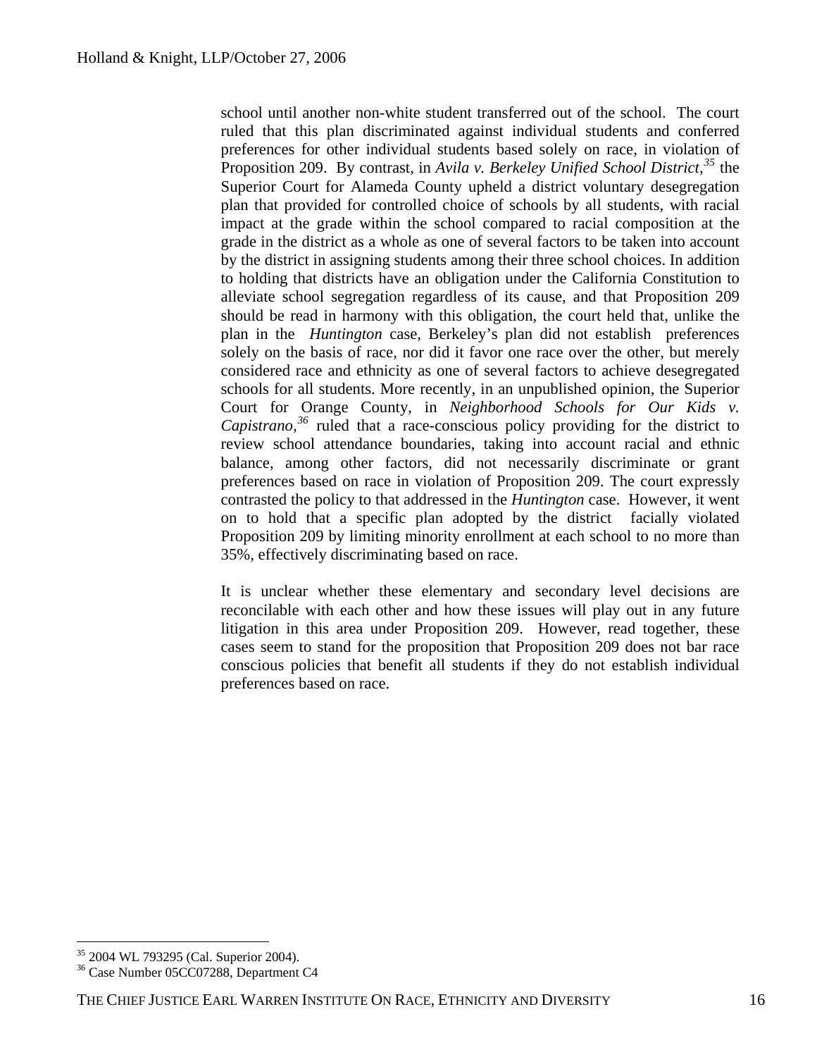school until another non-white student transferred out of the school. The court ruled that this plan discriminated against individual students and conferred preferences for other individual students based solely on race, in violation of Proposition 209. By contrast, in *Avila v. Berkeley Unified School District,*[35] the Superior Court for Alameda County upheld a district voluntary desegregation plan that provided for controlled choice of schools by all students, with racial impact at the grade within the school compared to racial composition at the grade in the district as a whole as one of several factors to be taken into account by the district in assigning students among their three school choices. In addition to holding that districts have an obligation under the California Constitution to alleviate school segregation regardless of its cause, and that Proposition 209 should be read in harmony with this obligation, the court held that, unlike the plan in the *Huntington* case, Berkeley's plan did not establish preferences solely on the basis of race, nor did it favor one race over the other, but merely considered race and ethnicity as one of several factors to achieve desegregated schools for all students. More recently, in an unpublished opinion, the Superior Court for Orange County, in *Neighborhood Schools for Our Kids v. Capistrano,*[36] ruled that a race-conscious policy providing for the district to review school attendance boundaries, taking into account racial and ethnic balance, among other factors, did not necessarily discriminate or grant preferences based on race in violation of Proposition 209. The court expressly contrasted the policy to that addressed in the *Huntington* case. However, it went on to hold that a specific plan adopted by the district facially violated Proposition 209 by limiting minority enrollment at each school to no more than 35%, effectively discriminating based on race.

It is unclear whether these elementary and secondary level decisions are reconcilable with each other and how these issues will play out in any future litigation in this area under Proposition 209. However, read together, these cases seem to stand for the proposition that Proposition 209 does not bar race conscious policies that benefit all students if they do not establish individual preferences based on race.

---

[35] 2004 WL 793295 (Cal. Superior 2004).

[36] Case Number 05CC07288, Department C4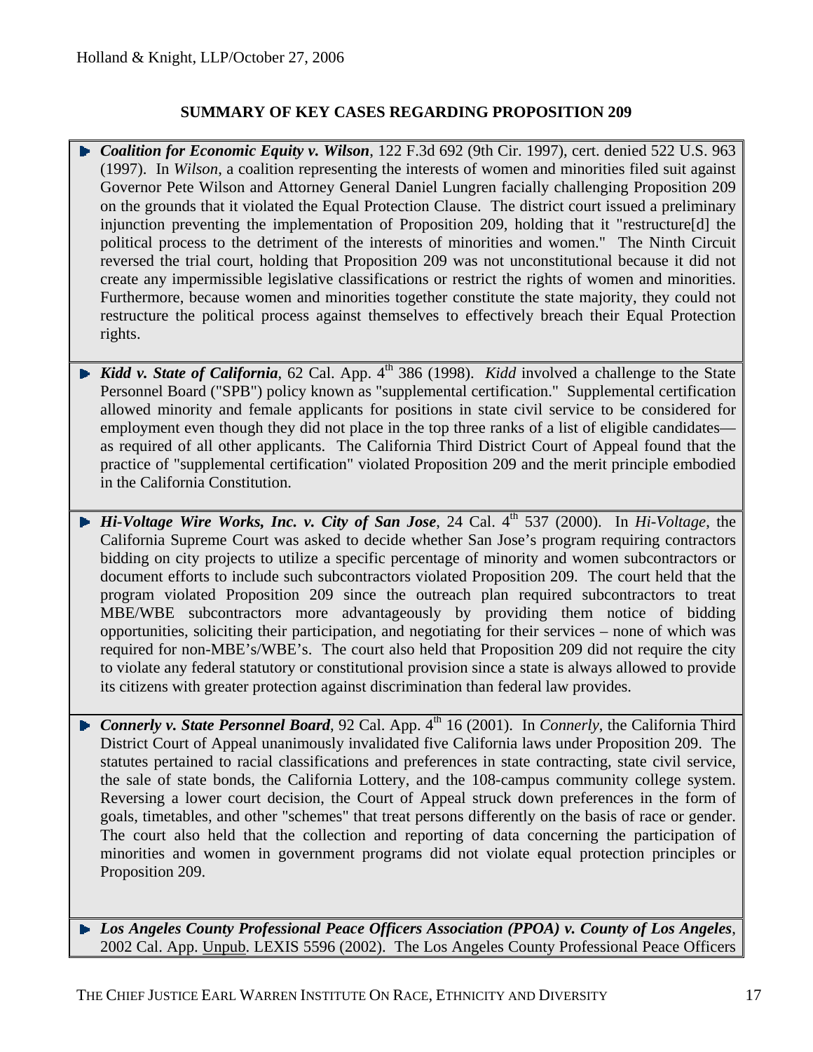Holland & Knight, LLP/October 27, 2006

## SUMMARY OF KEY CASES REGARDING PROPOSITION 209

- ***Coalition for Economic Equity v. Wilson***, 122 F.3d 692 (9th Cir. 1997), cert. denied 522 U.S. 963 (1997). In *Wilson*, a coalition representing the interests of women and minorities filed suit against Governor Pete Wilson and Attorney General Daniel Lungren facially challenging Proposition 209 on the grounds that it violated the Equal Protection Clause. The district court issued a preliminary injunction preventing the implementation of Proposition 209, holding that it "restructure[d] the political process to the detriment of the interests of minorities and women." The Ninth Circuit reversed the trial court, holding that Proposition 209 was not unconstitutional because it did not create any impermissible legislative classifications or restrict the rights of women and minorities. Furthermore, because women and minorities together constitute the state majority, they could not restructure the political process against themselves to effectively breach their Equal Protection rights.

- ***Kidd v. State of California***, 62 Cal. App. 4th 386 (1998). *Kidd* involved a challenge to the State Personnel Board ("SPB") policy known as "supplemental certification." Supplemental certification allowed minority and female applicants for positions in state civil service to be considered for employment even though they did not place in the top three ranks of a list of eligible candidates—as required of all other applicants. The California Third District Court of Appeal found that the practice of "supplemental certification" violated Proposition 209 and the merit principle embodied in the California Constitution.

- ***Hi-Voltage Wire Works, Inc. v. City of San Jose***, 24 Cal. 4th 537 (2000). In *Hi-Voltage*, the California Supreme Court was asked to decide whether San Jose's program requiring contractors bidding on city projects to utilize a specific percentage of minority and women subcontractors or document efforts to include such subcontractors violated Proposition 209. The court held that the program violated Proposition 209 since the outreach plan required subcontractors to treat MBE/WBE subcontractors more advantageously by providing them notice of bidding opportunities, soliciting their participation, and negotiating for their services – none of which was required for non-MBE's/WBE's. The court also held that Proposition 209 did not require the city to violate any federal statutory or constitutional provision since a state is always allowed to provide its citizens with greater protection against discrimination than federal law provides.

- ***Connerly v. State Personnel Board***, 92 Cal. App. 4th 16 (2001). In *Connerly*, the California Third District Court of Appeal unanimously invalidated five California laws under Proposition 209. The statutes pertained to racial classifications and preferences in state contracting, state civil service, the sale of state bonds, the California Lottery, and the 108-campus community college system. Reversing a lower court decision, the Court of Appeal struck down preferences in the form of goals, timetables, and other "schemes" that treat persons differently on the basis of race or gender. The court also held that the collection and reporting of data concerning the participation of minorities and women in government programs did not violate equal protection principles or Proposition 209.

- ***Los Angeles County Professional Peace Officers Association (PPOA) v. County of Los Angeles***, 2002 Cal. App. Unpub. LEXIS 5596 (2002). The Los Angeles County Professional Peace Officers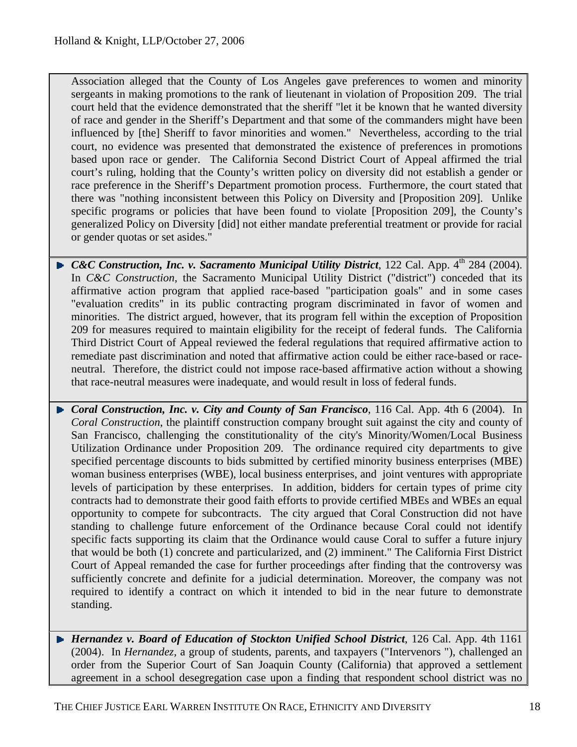Association alleged that the County of Los Angeles gave preferences to women and minority sergeants in making promotions to the rank of lieutenant in violation of Proposition 209. The trial court held that the evidence demonstrated that the sheriff "let it be known that he wanted diversity of race and gender in the Sheriff's Department and that some of the commanders might have been influenced by [the] Sheriff to favor minorities and women." Nevertheless, according to the trial court, no evidence was presented that demonstrated the existence of preferences in promotions based upon race or gender. The California Second District Court of Appeal affirmed the trial court's ruling, holding that the County's written policy on diversity did not establish a gender or race preference in the Sheriff's Department promotion process. Furthermore, the court stated that there was "nothing inconsistent between this Policy on Diversity and [Proposition 209]. Unlike specific programs or policies that have been found to violate [Proposition 209], the County's generalized Policy on Diversity [did] not either mandate preferential treatment or provide for racial or gender quotas or set asides."

- ***C&C Construction, Inc. v. Sacramento Municipal Utility District***, 122 Cal. App. 4th 284 (2004). In *C&C Construction*, the Sacramento Municipal Utility District ("district") conceded that its affirmative action program that applied race-based "participation goals" and in some cases "evaluation credits" in its public contracting program discriminated in favor of women and minorities. The district argued, however, that its program fell within the exception of Proposition 209 for measures required to maintain eligibility for the receipt of federal funds. The California Third District Court of Appeal reviewed the federal regulations that required affirmative action to remediate past discrimination and noted that affirmative action could be either race-based or race-neutral. Therefore, the district could not impose race-based affirmative action without a showing that race-neutral measures were inadequate, and would result in loss of federal funds.

- ***Coral Construction, Inc. v. City and County of San Francisco***, 116 Cal. App. 4th 6 (2004). In *Coral Construction*, the plaintiff construction company brought suit against the city and county of San Francisco, challenging the constitutionality of the city's Minority/Women/Local Business Utilization Ordinance under Proposition 209. The ordinance required city departments to give specified percentage discounts to bids submitted by certified minority business enterprises (MBE) woman business enterprises (WBE), local business enterprises, and joint ventures with appropriate levels of participation by these enterprises. In addition, bidders for certain types of prime city contracts had to demonstrate their good faith efforts to provide certified MBEs and WBEs an equal opportunity to compete for subcontracts. The city argued that Coral Construction did not have standing to challenge future enforcement of the Ordinance because Coral could not identify specific facts supporting its claim that the Ordinance would cause Coral to suffer a future injury that would be both (1) concrete and particularized, and (2) imminent." The California First District Court of Appeal remanded the case for further proceedings after finding that the controversy was sufficiently concrete and definite for a judicial determination. Moreover, the company was not required to identify a contract on which it intended to bid in the near future to demonstrate standing.

- ***Hernandez v. Board of Education of Stockton Unified School District***, 126 Cal. App. 4th 1161 (2004). In *Hernandez*, a group of students, parents, and taxpayers ("Intervenors "), challenged an order from the Superior Court of San Joaquin County (California) that approved a settlement agreement in a school desegregation case upon a finding that respondent school district was no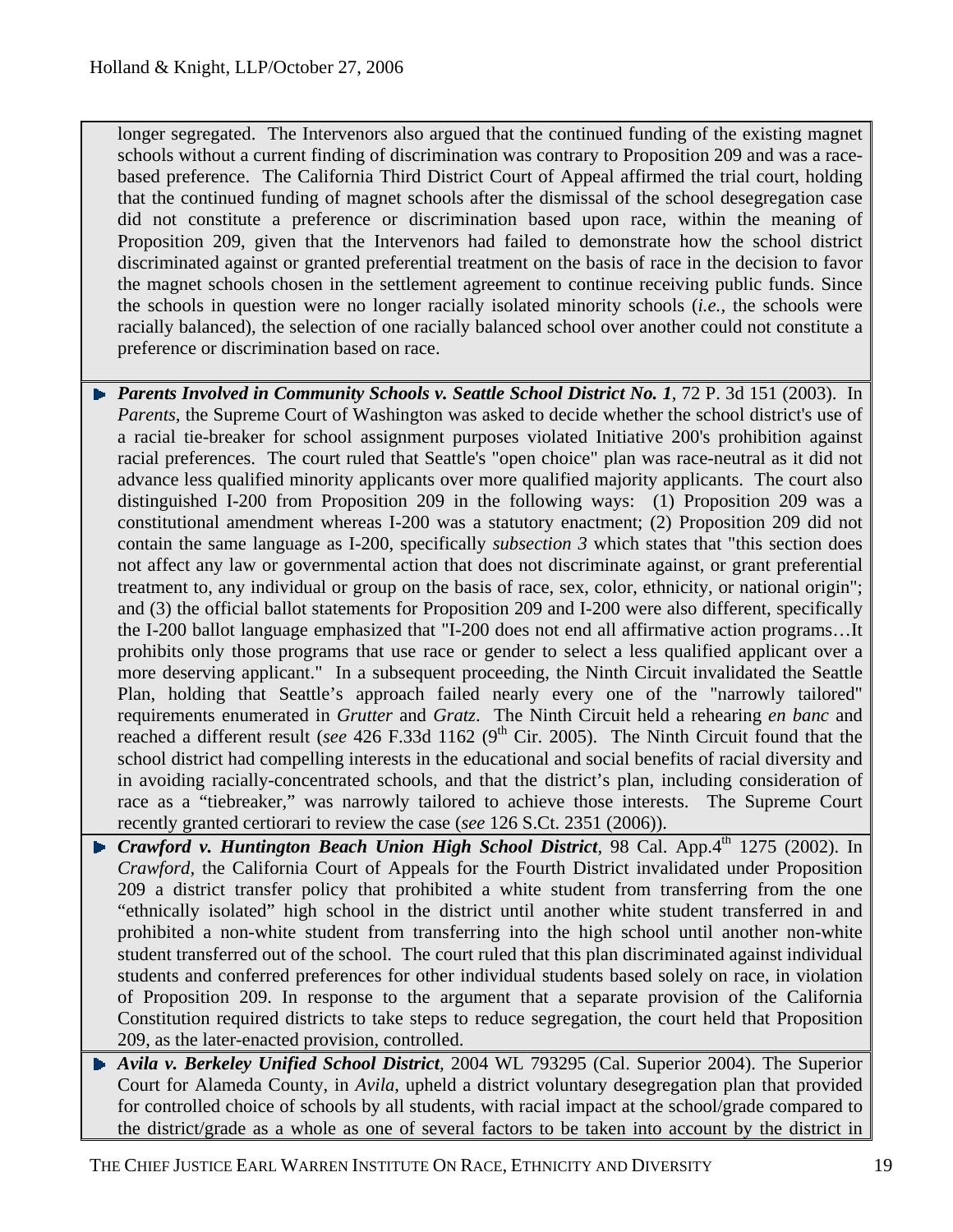longer segregated. The Intervenors also argued that the continued funding of the existing magnet schools without a current finding of discrimination was contrary to Proposition 209 and was a race-based preference. The California Third District Court of Appeal affirmed the trial court, holding that the continued funding of magnet schools after the dismissal of the school desegregation case did not constitute a preference or discrimination based upon race, within the meaning of Proposition 209, given that the Intervenors had failed to demonstrate how the school district discriminated against or granted preferential treatment on the basis of race in the decision to favor the magnet schools chosen in the settlement agreement to continue receiving public funds. Since the schools in question were no longer racially isolated minority schools (*i.e.*, the schools were racially balanced), the selection of one racially balanced school over another could not constitute a preference or discrimination based on race.

- ***Parents Involved in Community Schools v. Seattle School District No. 1***, 72 P. 3d 151 (2003). In *Parents*, the Supreme Court of Washington was asked to decide whether the school district's use of a racial tie-breaker for school assignment purposes violated Initiative 200's prohibition against racial preferences. The court ruled that Seattle's "open choice" plan was race-neutral as it did not advance less qualified minority applicants over more qualified majority applicants. The court also distinguished I-200 from Proposition 209 in the following ways: (1) Proposition 209 was a constitutional amendment whereas I-200 was a statutory enactment; (2) Proposition 209 did not contain the same language as I-200, specifically *subsection 3* which states that "this section does not affect any law or governmental action that does not discriminate against, or grant preferential treatment to, any individual or group on the basis of race, sex, color, ethnicity, or national origin"; and (3) the official ballot statements for Proposition 209 and I-200 were also different, specifically the I-200 ballot language emphasized that "I-200 does not end all affirmative action programs…It prohibits only those programs that use race or gender to select a less qualified applicant over a more deserving applicant." In a subsequent proceeding, the Ninth Circuit invalidated the Seattle Plan, holding that Seattle's approach failed nearly every one of the "narrowly tailored" requirements enumerated in *Grutter* and *Gratz*. The Ninth Circuit held a rehearing *en banc* and reached a different result (*see* 426 F.33d 1162 (9th Cir. 2005). The Ninth Circuit found that the school district had compelling interests in the educational and social benefits of racial diversity and in avoiding racially-concentrated schools, and that the district's plan, including consideration of race as a "tiebreaker," was narrowly tailored to achieve those interests. The Supreme Court recently granted certiorari to review the case (*see* 126 S.Ct. 2351 (2006)).
- ***Crawford v. Huntington Beach Union High School District***, 98 Cal. App.4th 1275 (2002). In *Crawford*, the California Court of Appeals for the Fourth District invalidated under Proposition 209 a district transfer policy that prohibited a white student from transferring from the one "ethnically isolated" high school in the district until another white student transferred in and prohibited a non-white student from transferring into the high school until another non-white student transferred out of the school. The court ruled that this plan discriminated against individual students and conferred preferences for other individual students based solely on race, in violation of Proposition 209. In response to the argument that a separate provision of the California Constitution required districts to take steps to reduce segregation, the court held that Proposition 209, as the later-enacted provision, controlled.
- ***Avila v. Berkeley Unified School District***, 2004 WL 793295 (Cal. Superior 2004). The Superior Court for Alameda County, in *Avila*, upheld a district voluntary desegregation plan that provided for controlled choice of schools by all students, with racial impact at the school/grade compared to the district/grade as a whole as one of several factors to be taken into account by the district in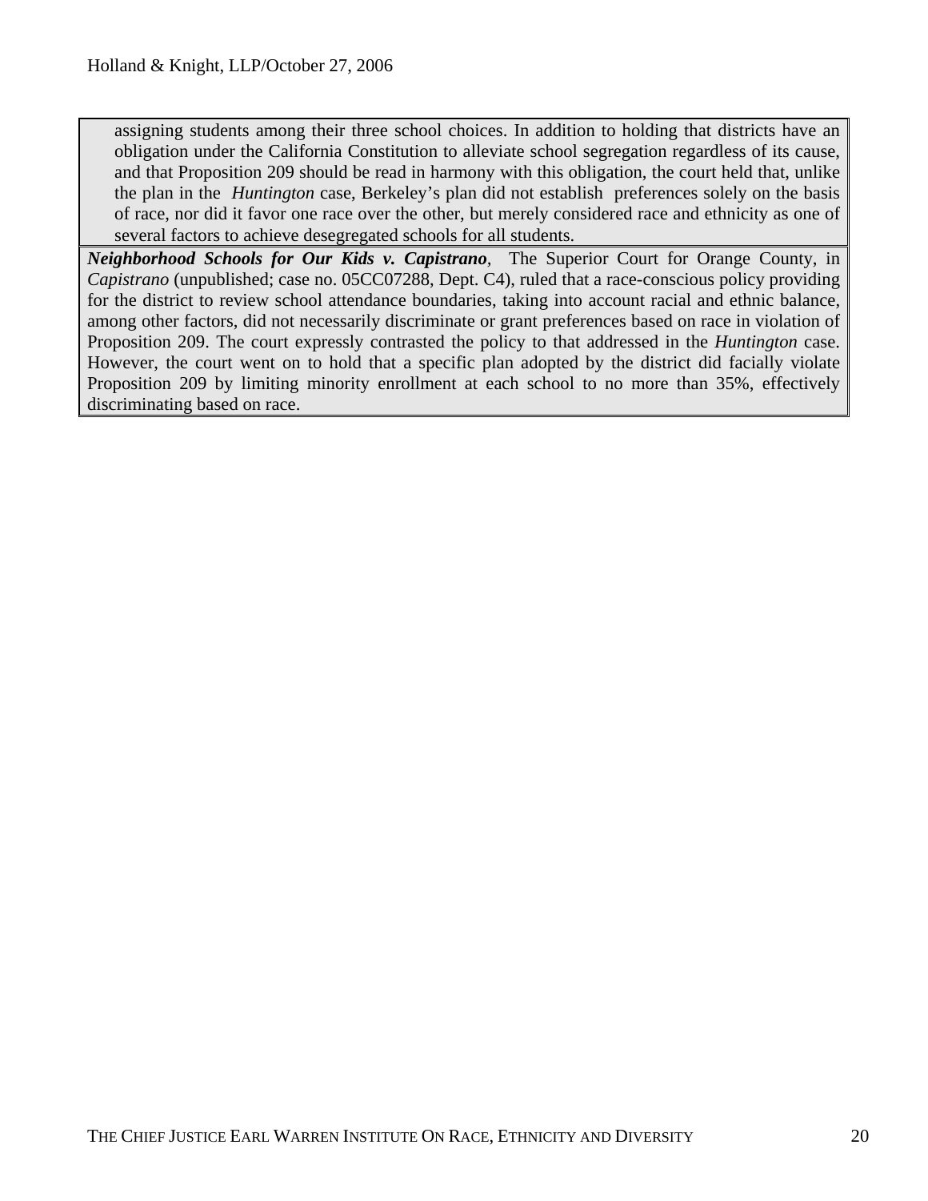assigning students among their three school choices. In addition to holding that districts have an obligation under the California Constitution to alleviate school segregation regardless of its cause, and that Proposition 209 should be read in harmony with this obligation, the court held that, unlike the plan in the *Huntington* case, Berkeley's plan did not establish preferences solely on the basis of race, nor did it favor one race over the other, but merely considered race and ethnicity as one of several factors to achieve desegregated schools for all students.

***Neighborhood Schools for Our Kids v. Capistrano***, The Superior Court for Orange County, in *Capistrano* (unpublished; case no. 05CC07288, Dept. C4), ruled that a race-conscious policy providing for the district to review school attendance boundaries, taking into account racial and ethnic balance, among other factors, did not necessarily discriminate or grant preferences based on race in violation of Proposition 209. The court expressly contrasted the policy to that addressed in the *Huntington* case. However, the court went on to hold that a specific plan adopted by the district did facially violate Proposition 209 by limiting minority enrollment at each school to no more than 35%, effectively discriminating based on race.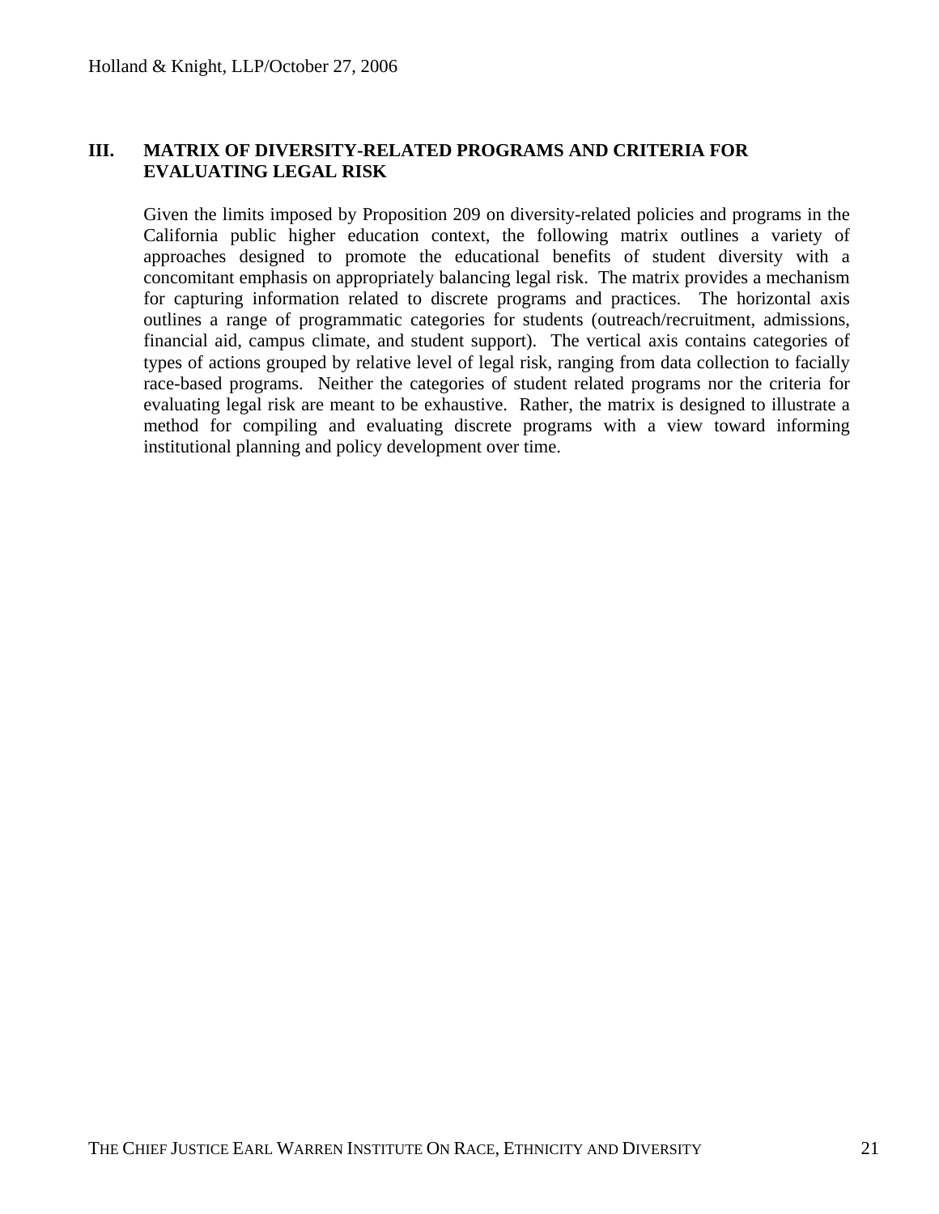## III. MATRIX OF DIVERSITY-RELATED PROGRAMS AND CRITERIA FOR EVALUATING LEGAL RISK

Given the limits imposed by Proposition 209 on diversity-related policies and programs in the California public higher education context, the following matrix outlines a variety of approaches designed to promote the educational benefits of student diversity with a concomitant emphasis on appropriately balancing legal risk. The matrix provides a mechanism for capturing information related to discrete programs and practices. The horizontal axis outlines a range of programmatic categories for students (outreach/recruitment, admissions, financial aid, campus climate, and student support). The vertical axis contains categories of types of actions grouped by relative level of legal risk, ranging from data collection to facially race-based programs. Neither the categories of student related programs nor the criteria for evaluating legal risk are meant to be exhaustive. Rather, the matrix is designed to illustrate a method for compiling and evaluating discrete programs with a view toward informing institutional planning and policy development over time.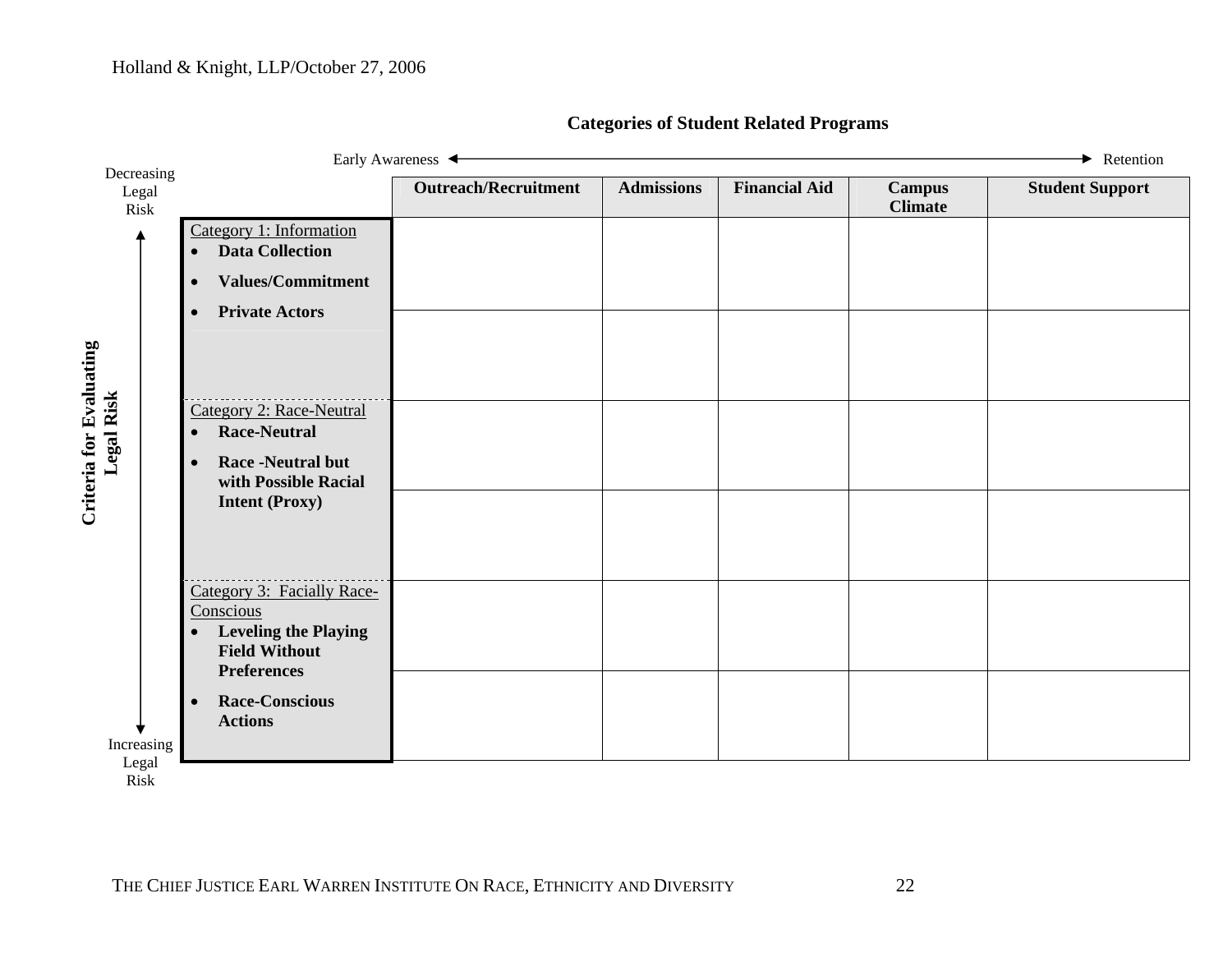**Categories of Student Related Programs**

Early Awareness ← → Retention

Decreasing Legal Risk ↑ ↓ Increasing Legal Risk

**Criteria for Evaluating Legal Risk**

| | Outreach/Recruitment | Admissions | Financial Aid | Campus Climate | Student Support |
|---|---|---|---|---|---|
| Category 1: Information<br>• **Data Collection**<br>• **Values/Commitment**<br>• **Private Actors** | | | | | |
| | | | | | |
| Category 2: Race-Neutral<br>• **Race-Neutral**<br>• **Race -Neutral but with Possible Racial Intent (Proxy)** | | | | | |
| | | | | | |
| Category 3: Facially Race-Conscious<br>• **Leveling the Playing Field Without Preferences**<br>• **Race-Conscious Actions** | | | | | |
| | | | | | |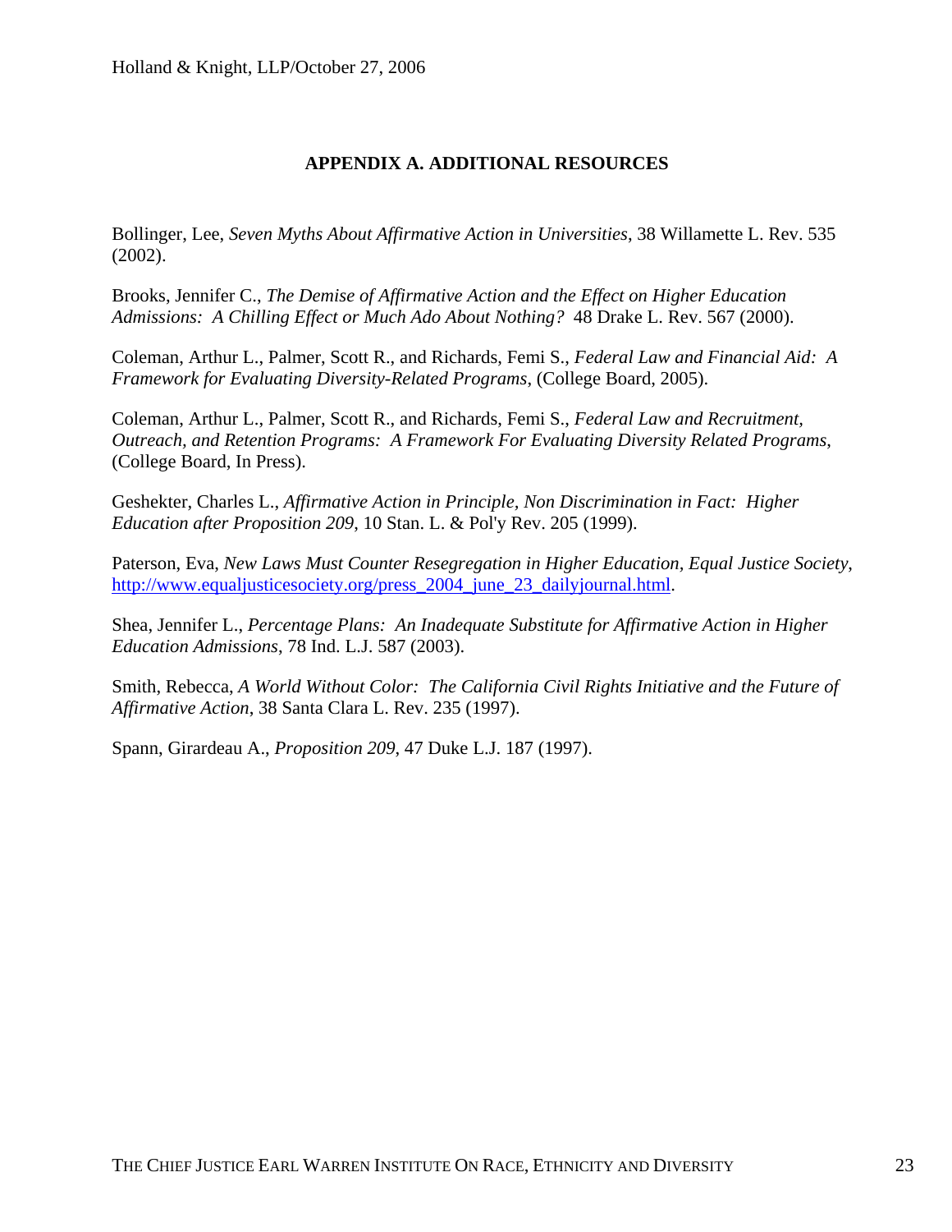## APPENDIX A. ADDITIONAL RESOURCES

Bollinger, Lee, *Seven Myths About Affirmative Action in Universities*, 38 Willamette L. Rev. 535 (2002).

Brooks, Jennifer C., *The Demise of Affirmative Action and the Effect on Higher Education Admissions: A Chilling Effect or Much Ado About Nothing?* 48 Drake L. Rev. 567 (2000).

Coleman, Arthur L., Palmer, Scott R., and Richards, Femi S., *Federal Law and Financial Aid: A Framework for Evaluating Diversity-Related Programs*, (College Board, 2005).

Coleman, Arthur L., Palmer, Scott R., and Richards, Femi S., *Federal Law and Recruitment, Outreach, and Retention Programs: A Framework For Evaluating Diversity Related Programs*, (College Board, In Press).

Geshekter, Charles L., *Affirmative Action in Principle, Non Discrimination in Fact: Higher Education after Proposition 209*, 10 Stan. L. & Pol'y Rev. 205 (1999).

Paterson, Eva, *New Laws Must Counter Resegregation in Higher Education, Equal Justice Society*, http://www.equaljusticesociety.org/press_2004_june_23_dailyjournal.html.

Shea, Jennifer L., *Percentage Plans: An Inadequate Substitute for Affirmative Action in Higher Education Admissions*, 78 Ind. L.J. 587 (2003).

Smith, Rebecca, *A World Without Color: The California Civil Rights Initiative and the Future of Affirmative Action*, 38 Santa Clara L. Rev. 235 (1997).

Spann, Girardeau A., *Proposition 209*, 47 Duke L.J. 187 (1997).